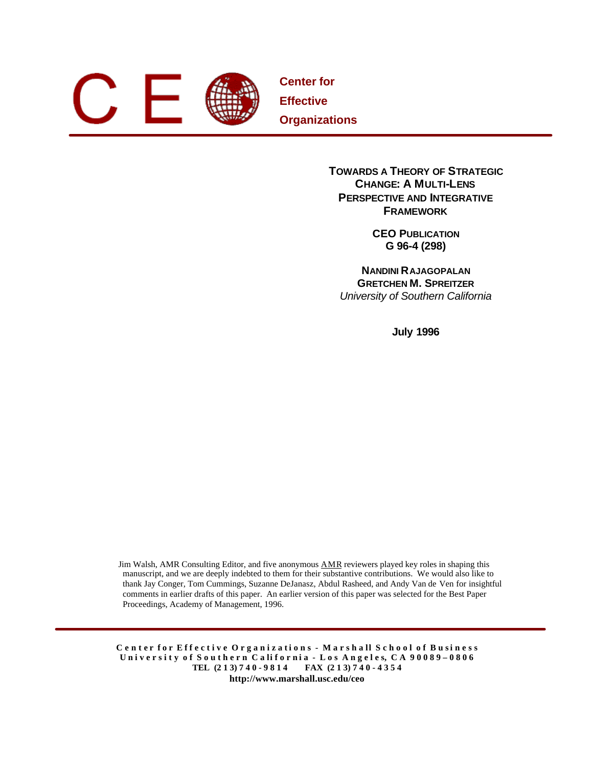**Center for Effective Organizations**

# Towards a Theory of Strategic Change: A Multi-Lens Perspective and Integrative Framework

**CEO Publication**
**G 96-4 (298)**

**Nandini Rajagopalan**
**Gretchen M. Spreitzer**
*University of Southern California*

**July 1996**

Jim Walsh, AMR Consulting Editor, and five anonymous AMR reviewers played key roles in shaping this manuscript, and we are deeply indebted to them for their substantive contributions. We would also like to thank Jay Conger, Tom Cummings, Suzanne DeJanasz, Abdul Rasheed, and Andy Van de Ven for insightful comments in earlier drafts of this paper. An earlier version of this paper was selected for the Best Paper Proceedings, Academy of Management, 1996.

**Center for Effective Organizations - Marshall School of Business**
**University of Southern California - Los Angeles, CA 90089–0806**
**TEL (213) 740-9814 FAX (213) 740-4354**
**http://www.marshall.usc.edu/ceo**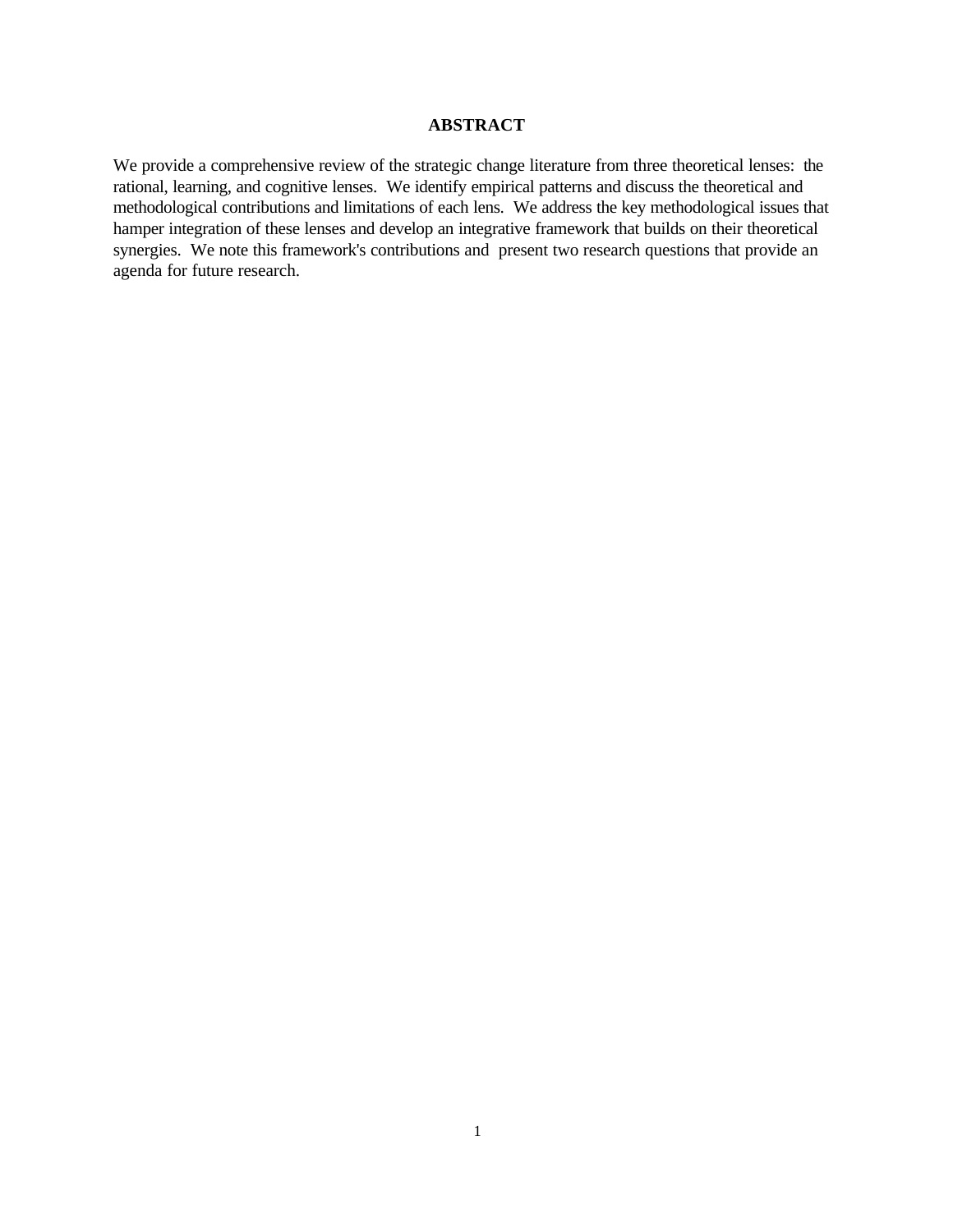## ABSTRACT

We provide a comprehensive review of the strategic change literature from three theoretical lenses: the rational, learning, and cognitive lenses. We identify empirical patterns and discuss the theoretical and methodological contributions and limitations of each lens. We address the key methodological issues that hamper integration of these lenses and develop an integrative framework that builds on their theoretical synergies. We note this framework's contributions and present two research questions that provide an agenda for future research.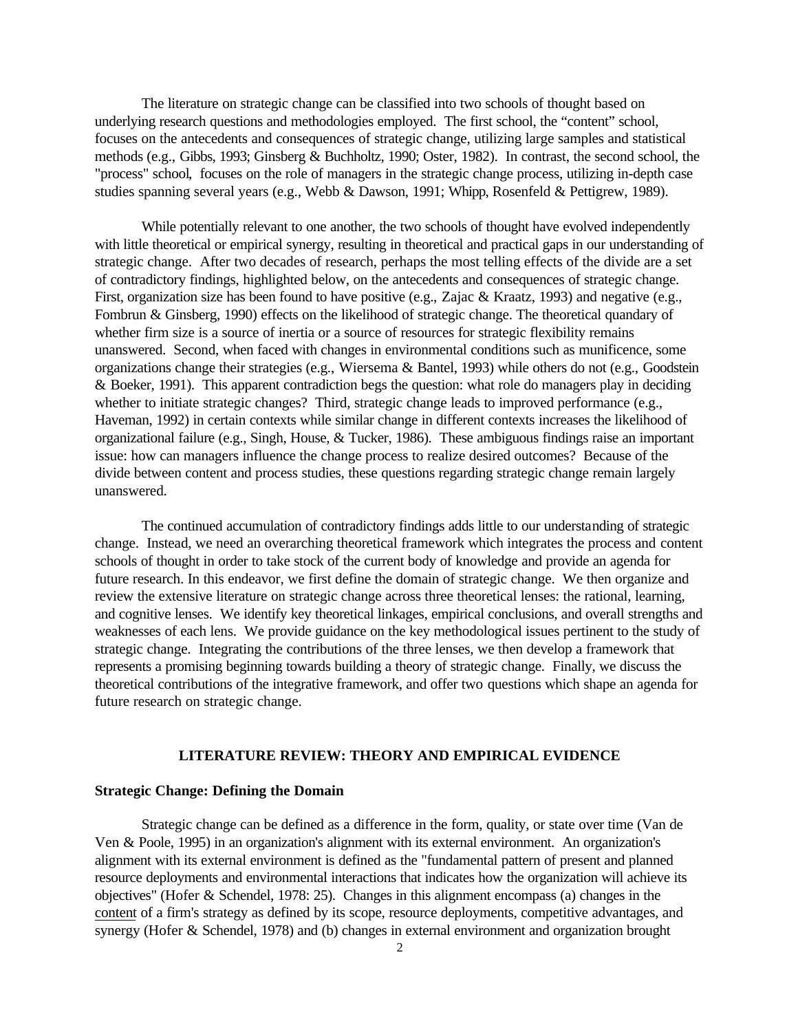The literature on strategic change can be classified into two schools of thought based on underlying research questions and methodologies employed. The first school, the "content" school, focuses on the antecedents and consequences of strategic change, utilizing large samples and statistical methods (e.g., Gibbs, 1993; Ginsberg & Buchholtz, 1990; Oster, 1982). In contrast, the second school, the "process" school, focuses on the role of managers in the strategic change process, utilizing in-depth case studies spanning several years (e.g., Webb & Dawson, 1991; Whipp, Rosenfeld & Pettigrew, 1989).

While potentially relevant to one another, the two schools of thought have evolved independently with little theoretical or empirical synergy, resulting in theoretical and practical gaps in our understanding of strategic change. After two decades of research, perhaps the most telling effects of the divide are a set of contradictory findings, highlighted below, on the antecedents and consequences of strategic change. First, organization size has been found to have positive (e.g., Zajac & Kraatz, 1993) and negative (e.g., Fombrun & Ginsberg, 1990) effects on the likelihood of strategic change. The theoretical quandary of whether firm size is a source of inertia or a source of resources for strategic flexibility remains unanswered. Second, when faced with changes in environmental conditions such as munificence, some organizations change their strategies (e.g., Wiersema & Bantel, 1993) while others do not (e.g., Goodstein & Boeker, 1991). This apparent contradiction begs the question: what role do managers play in deciding whether to initiate strategic changes? Third, strategic change leads to improved performance (e.g., Haveman, 1992) in certain contexts while similar change in different contexts increases the likelihood of organizational failure (e.g., Singh, House, & Tucker, 1986). These ambiguous findings raise an important issue: how can managers influence the change process to realize desired outcomes? Because of the divide between content and process studies, these questions regarding strategic change remain largely unanswered.

The continued accumulation of contradictory findings adds little to our understanding of strategic change. Instead, we need an overarching theoretical framework which integrates the process and content schools of thought in order to take stock of the current body of knowledge and provide an agenda for future research. In this endeavor, we first define the domain of strategic change. We then organize and review the extensive literature on strategic change across three theoretical lenses: the rational, learning, and cognitive lenses. We identify key theoretical linkages, empirical conclusions, and overall strengths and weaknesses of each lens. We provide guidance on the key methodological issues pertinent to the study of strategic change. Integrating the contributions of the three lenses, we then develop a framework that represents a promising beginning towards building a theory of strategic change. Finally, we discuss the theoretical contributions of the integrative framework, and offer two questions which shape an agenda for future research on strategic change.

## LITERATURE REVIEW: THEORY AND EMPIRICAL EVIDENCE

### Strategic Change: Defining the Domain

Strategic change can be defined as a difference in the form, quality, or state over time (Van de Ven & Poole, 1995) in an organization's alignment with its external environment. An organization's alignment with its external environment is defined as the "fundamental pattern of present and planned resource deployments and environmental interactions that indicates how the organization will achieve its objectives" (Hofer & Schendel, 1978: 25). Changes in this alignment encompass (a) changes in the <u>content</u> of a firm's strategy as defined by its scope, resource deployments, competitive advantages, and synergy (Hofer & Schendel, 1978) and (b) changes in external environment and organization brought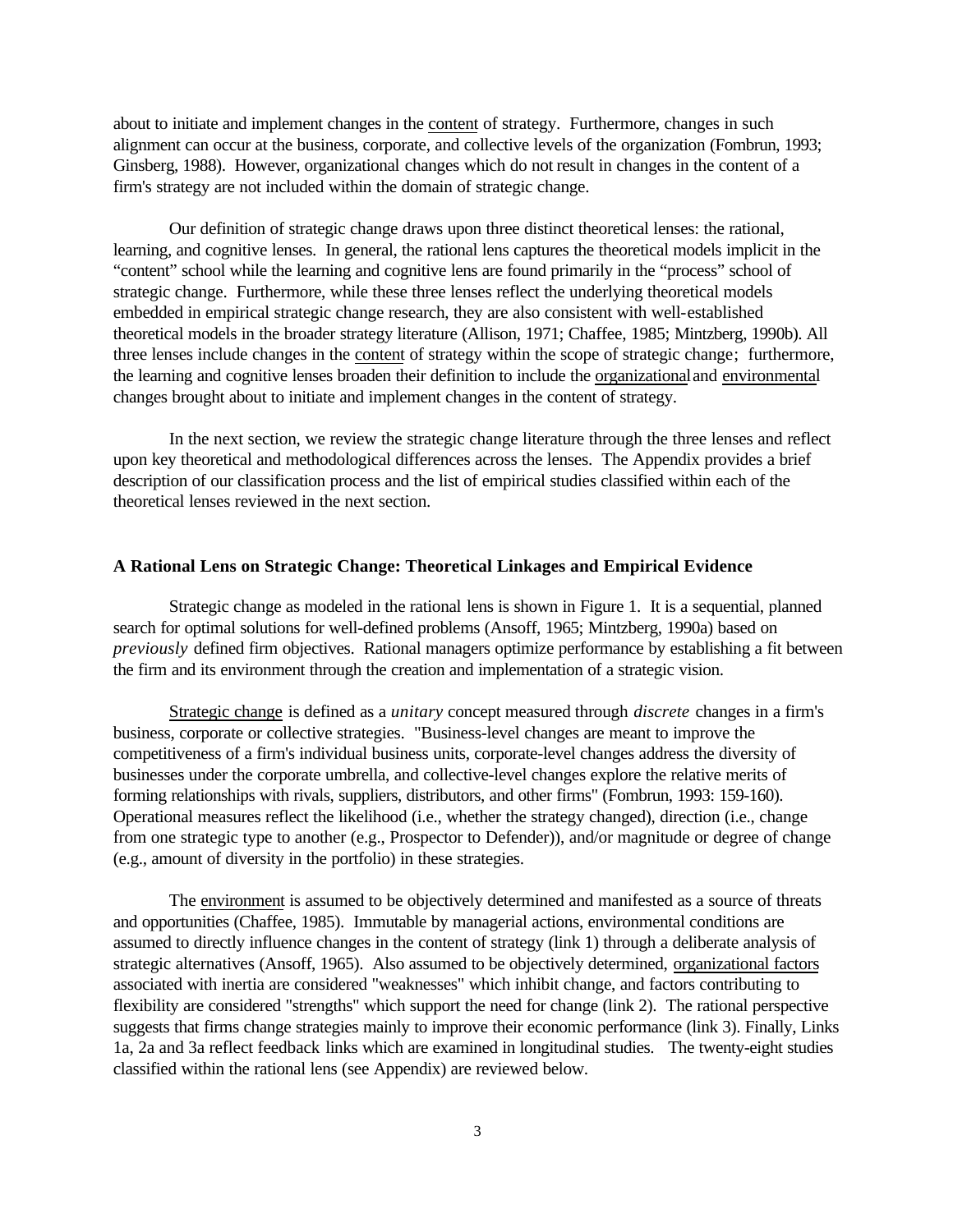about to initiate and implement changes in the content of strategy. Furthermore, changes in such alignment can occur at the business, corporate, and collective levels of the organization (Fombrun, 1993; Ginsberg, 1988). However, organizational changes which do not result in changes in the content of a firm's strategy are not included within the domain of strategic change.

Our definition of strategic change draws upon three distinct theoretical lenses: the rational, learning, and cognitive lenses. In general, the rational lens captures the theoretical models implicit in the "content" school while the learning and cognitive lens are found primarily in the "process" school of strategic change. Furthermore, while these three lenses reflect the underlying theoretical models embedded in empirical strategic change research, they are also consistent with well-established theoretical models in the broader strategy literature (Allison, 1971; Chaffee, 1985; Mintzberg, 1990b). All three lenses include changes in the content of strategy within the scope of strategic change; furthermore, the learning and cognitive lenses broaden their definition to include the organizational and environmental changes brought about to initiate and implement changes in the content of strategy.

In the next section, we review the strategic change literature through the three lenses and reflect upon key theoretical and methodological differences across the lenses. The Appendix provides a brief description of our classification process and the list of empirical studies classified within each of the theoretical lenses reviewed in the next section.

**A Rational Lens on Strategic Change: Theoretical Linkages and Empirical Evidence**

Strategic change as modeled in the rational lens is shown in Figure 1. It is a sequential, planned search for optimal solutions for well-defined problems (Ansoff, 1965; Mintzberg, 1990a) based on *previously* defined firm objectives. Rational managers optimize performance by establishing a fit between the firm and its environment through the creation and implementation of a strategic vision.

Strategic change is defined as a *unitary* concept measured through *discrete* changes in a firm's business, corporate or collective strategies. "Business-level changes are meant to improve the competitiveness of a firm's individual business units, corporate-level changes address the diversity of businesses under the corporate umbrella, and collective-level changes explore the relative merits of forming relationships with rivals, suppliers, distributors, and other firms" (Fombrun, 1993: 159-160). Operational measures reflect the likelihood (i.e., whether the strategy changed), direction (i.e., change from one strategic type to another (e.g., Prospector to Defender)), and/or magnitude or degree of change (e.g., amount of diversity in the portfolio) in these strategies.

The environment is assumed to be objectively determined and manifested as a source of threats and opportunities (Chaffee, 1985). Immutable by managerial actions, environmental conditions are assumed to directly influence changes in the content of strategy (link 1) through a deliberate analysis of strategic alternatives (Ansoff, 1965). Also assumed to be objectively determined, organizational factors associated with inertia are considered "weaknesses" which inhibit change, and factors contributing to flexibility are considered "strengths" which support the need for change (link 2). The rational perspective suggests that firms change strategies mainly to improve their economic performance (link 3). Finally, Links 1a, 2a and 3a reflect feedback links which are examined in longitudinal studies. The twenty-eight studies classified within the rational lens (see Appendix) are reviewed below.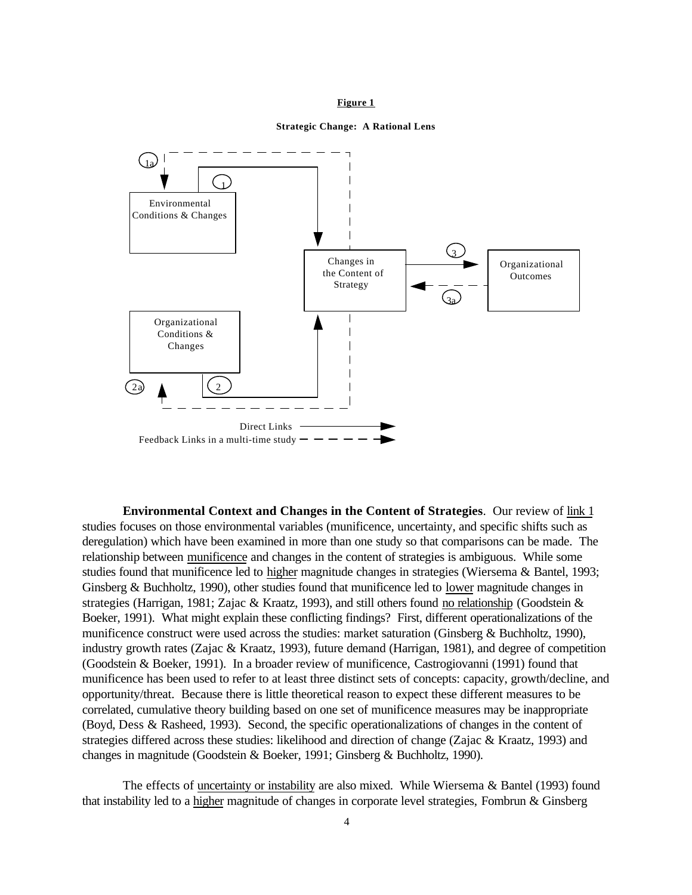**Figure 1**

**Strategic Change: A Rational Lens**

Environmental Conditions & Changes

Changes in the Content of Strategy

Organizational Outcomes

Organizational Conditions & Changes

1a 1 2 2a 3 3a

Direct Links

Feedback Links in a multi-time study

**Environmental Context and Changes in the Content of Strategies**. Our review of link 1 studies focuses on those environmental variables (munificence, uncertainty, and specific shifts such as deregulation) which have been examined in more than one study so that comparisons can be made. The relationship between munificence and changes in the content of strategies is ambiguous. While some studies found that munificence led to higher magnitude changes in strategies (Wiersema & Bantel, 1993; Ginsberg & Buchholtz, 1990), other studies found that munificence led to lower magnitude changes in strategies (Harrigan, 1981; Zajac & Kraatz, 1993), and still others found no relationship (Goodstein & Boeker, 1991). What might explain these conflicting findings? First, different operationalizations of the munificence construct were used across the studies: market saturation (Ginsberg & Buchholtz, 1990), industry growth rates (Zajac & Kraatz, 1993), future demand (Harrigan, 1981), and degree of competition (Goodstein & Boeker, 1991). In a broader review of munificence, Castrogiovanni (1991) found that munificence has been used to refer to at least three distinct sets of concepts: capacity, growth/decline, and opportunity/threat. Because there is little theoretical reason to expect these different measures to be correlated, cumulative theory building based on one set of munificence measures may be inappropriate (Boyd, Dess & Rasheed, 1993). Second, the specific operationalizations of changes in the content of strategies differed across these studies: likelihood and direction of change (Zajac & Kraatz, 1993) and changes in magnitude (Goodstein & Boeker, 1991; Ginsberg & Buchholtz, 1990).

The effects of uncertainty or instability are also mixed. While Wiersema & Bantel (1993) found that instability led to a higher magnitude of changes in corporate level strategies, Fombrun & Ginsberg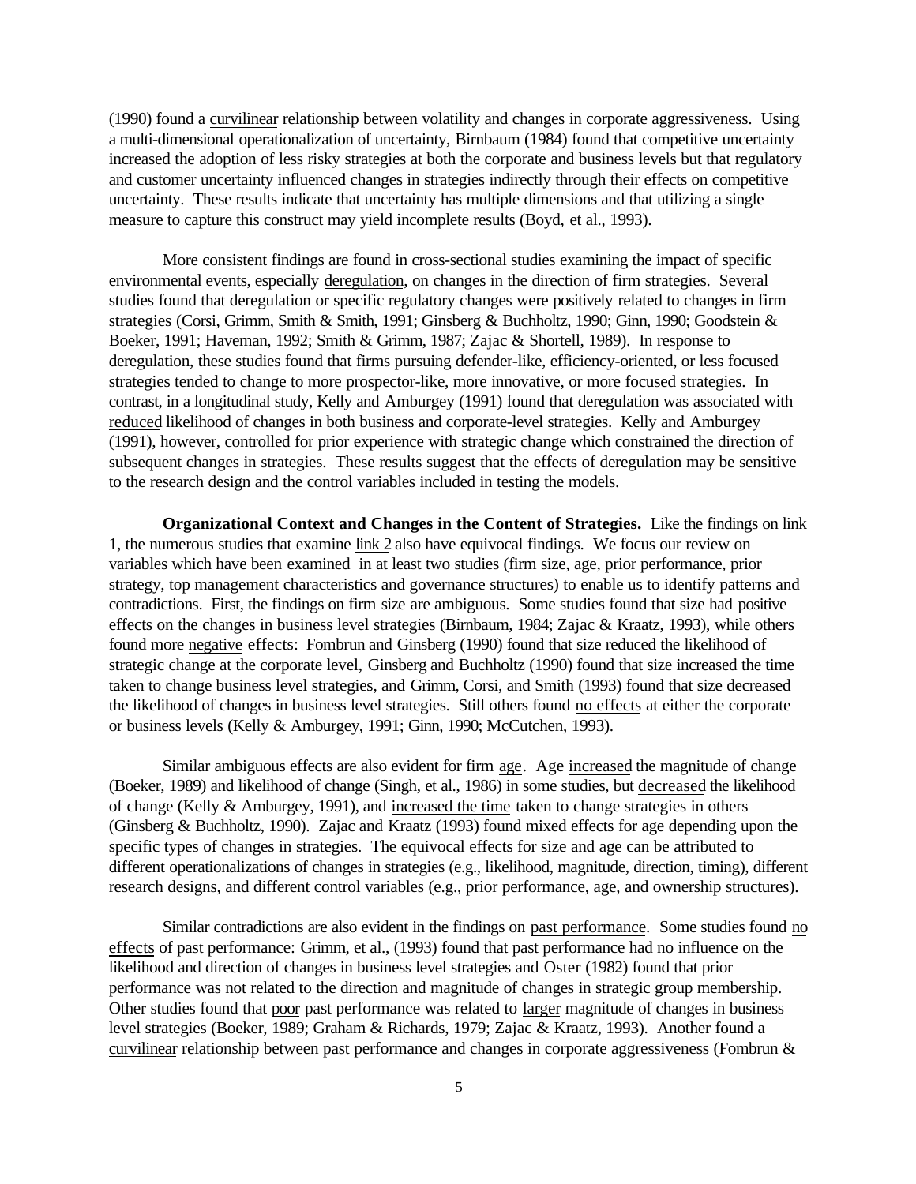(1990) found a curvilinear relationship between volatility and changes in corporate aggressiveness. Using a multi-dimensional operationalization of uncertainty, Birnbaum (1984) found that competitive uncertainty increased the adoption of less risky strategies at both the corporate and business levels but that regulatory and customer uncertainty influenced changes in strategies indirectly through their effects on competitive uncertainty. These results indicate that uncertainty has multiple dimensions and that utilizing a single measure to capture this construct may yield incomplete results (Boyd, et al., 1993).

More consistent findings are found in cross-sectional studies examining the impact of specific environmental events, especially deregulation, on changes in the direction of firm strategies. Several studies found that deregulation or specific regulatory changes were positively related to changes in firm strategies (Corsi, Grimm, Smith & Smith, 1991; Ginsberg & Buchholtz, 1990; Ginn, 1990; Goodstein & Boeker, 1991; Haveman, 1992; Smith & Grimm, 1987; Zajac & Shortell, 1989). In response to deregulation, these studies found that firms pursuing defender-like, efficiency-oriented, or less focused strategies tended to change to more prospector-like, more innovative, or more focused strategies. In contrast, in a longitudinal study, Kelly and Amburgey (1991) found that deregulation was associated with reduced likelihood of changes in both business and corporate-level strategies. Kelly and Amburgey (1991), however, controlled for prior experience with strategic change which constrained the direction of subsequent changes in strategies. These results suggest that the effects of deregulation may be sensitive to the research design and the control variables included in testing the models.

**Organizational Context and Changes in the Content of Strategies.** Like the findings on link 1, the numerous studies that examine link 2 also have equivocal findings. We focus our review on variables which have been examined in at least two studies (firm size, age, prior performance, prior strategy, top management characteristics and governance structures) to enable us to identify patterns and contradictions. First, the findings on firm size are ambiguous. Some studies found that size had positive effects on the changes in business level strategies (Birnbaum, 1984; Zajac & Kraatz, 1993), while others found more negative effects: Fombrun and Ginsberg (1990) found that size reduced the likelihood of strategic change at the corporate level, Ginsberg and Buchholtz (1990) found that size increased the time taken to change business level strategies, and Grimm, Corsi, and Smith (1993) found that size decreased the likelihood of changes in business level strategies. Still others found no effects at either the corporate or business levels (Kelly & Amburgey, 1991; Ginn, 1990; McCutchen, 1993).

Similar ambiguous effects are also evident for firm age. Age increased the magnitude of change (Boeker, 1989) and likelihood of change (Singh, et al., 1986) in some studies, but decreased the likelihood of change (Kelly & Amburgey, 1991), and increased the time taken to change strategies in others (Ginsberg & Buchholtz, 1990). Zajac and Kraatz (1993) found mixed effects for age depending upon the specific types of changes in strategies. The equivocal effects for size and age can be attributed to different operationalizations of changes in strategies (e.g., likelihood, magnitude, direction, timing), different research designs, and different control variables (e.g., prior performance, age, and ownership structures).

Similar contradictions are also evident in the findings on past performance. Some studies found no effects of past performance: Grimm, et al., (1993) found that past performance had no influence on the likelihood and direction of changes in business level strategies and Oster (1982) found that prior performance was not related to the direction and magnitude of changes in strategic group membership. Other studies found that poor past performance was related to larger magnitude of changes in business level strategies (Boeker, 1989; Graham & Richards, 1979; Zajac & Kraatz, 1993). Another found a curvilinear relationship between past performance and changes in corporate aggressiveness (Fombrun &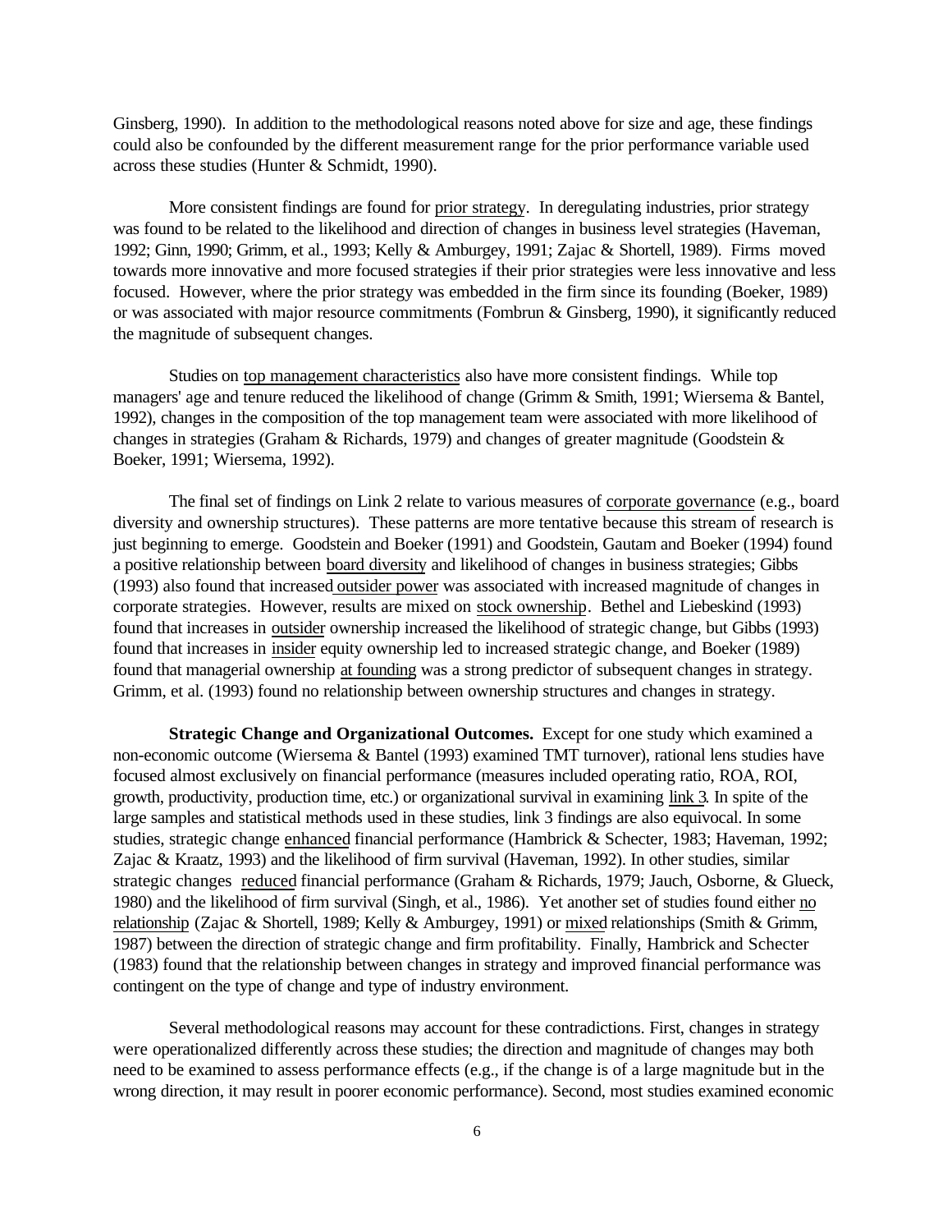Ginsberg, 1990). In addition to the methodological reasons noted above for size and age, these findings could also be confounded by the different measurement range for the prior performance variable used across these studies (Hunter & Schmidt, 1990).

More consistent findings are found for prior strategy. In deregulating industries, prior strategy was found to be related to the likelihood and direction of changes in business level strategies (Haveman, 1992; Ginn, 1990; Grimm, et al., 1993; Kelly & Amburgey, 1991; Zajac & Shortell, 1989). Firms moved towards more innovative and more focused strategies if their prior strategies were less innovative and less focused. However, where the prior strategy was embedded in the firm since its founding (Boeker, 1989) or was associated with major resource commitments (Fombrun & Ginsberg, 1990), it significantly reduced the magnitude of subsequent changes.

Studies on top management characteristics also have more consistent findings. While top managers' age and tenure reduced the likelihood of change (Grimm & Smith, 1991; Wiersema & Bantel, 1992), changes in the composition of the top management team were associated with more likelihood of changes in strategies (Graham & Richards, 1979) and changes of greater magnitude (Goodstein & Boeker, 1991; Wiersema, 1992).

The final set of findings on Link 2 relate to various measures of corporate governance (e.g., board diversity and ownership structures). These patterns are more tentative because this stream of research is just beginning to emerge. Goodstein and Boeker (1991) and Goodstein, Gautam and Boeker (1994) found a positive relationship between board diversity and likelihood of changes in business strategies; Gibbs (1993) also found that increased outsider power was associated with increased magnitude of changes in corporate strategies. However, results are mixed on stock ownership. Bethel and Liebeskind (1993) found that increases in outsider ownership increased the likelihood of strategic change, but Gibbs (1993) found that increases in insider equity ownership led to increased strategic change, and Boeker (1989) found that managerial ownership at founding was a strong predictor of subsequent changes in strategy. Grimm, et al. (1993) found no relationship between ownership structures and changes in strategy.

**Strategic Change and Organizational Outcomes.** Except for one study which examined a non-economic outcome (Wiersema & Bantel (1993) examined TMT turnover), rational lens studies have focused almost exclusively on financial performance (measures included operating ratio, ROA, ROI, growth, productivity, production time, etc.) or organizational survival in examining link 3. In spite of the large samples and statistical methods used in these studies, link 3 findings are also equivocal. In some studies, strategic change enhanced financial performance (Hambrick & Schecter, 1983; Haveman, 1992; Zajac & Kraatz, 1993) and the likelihood of firm survival (Haveman, 1992). In other studies, similar strategic changes reduced financial performance (Graham & Richards, 1979; Jauch, Osborne, & Glueck, 1980) and the likelihood of firm survival (Singh, et al., 1986). Yet another set of studies found either no relationship (Zajac & Shortell, 1989; Kelly & Amburgey, 1991) or mixed relationships (Smith & Grimm, 1987) between the direction of strategic change and firm profitability. Finally, Hambrick and Schecter (1983) found that the relationship between changes in strategy and improved financial performance was contingent on the type of change and type of industry environment.

Several methodological reasons may account for these contradictions. First, changes in strategy were operationalized differently across these studies; the direction and magnitude of changes may both need to be examined to assess performance effects (e.g., if the change is of a large magnitude but in the wrong direction, it may result in poorer economic performance). Second, most studies examined economic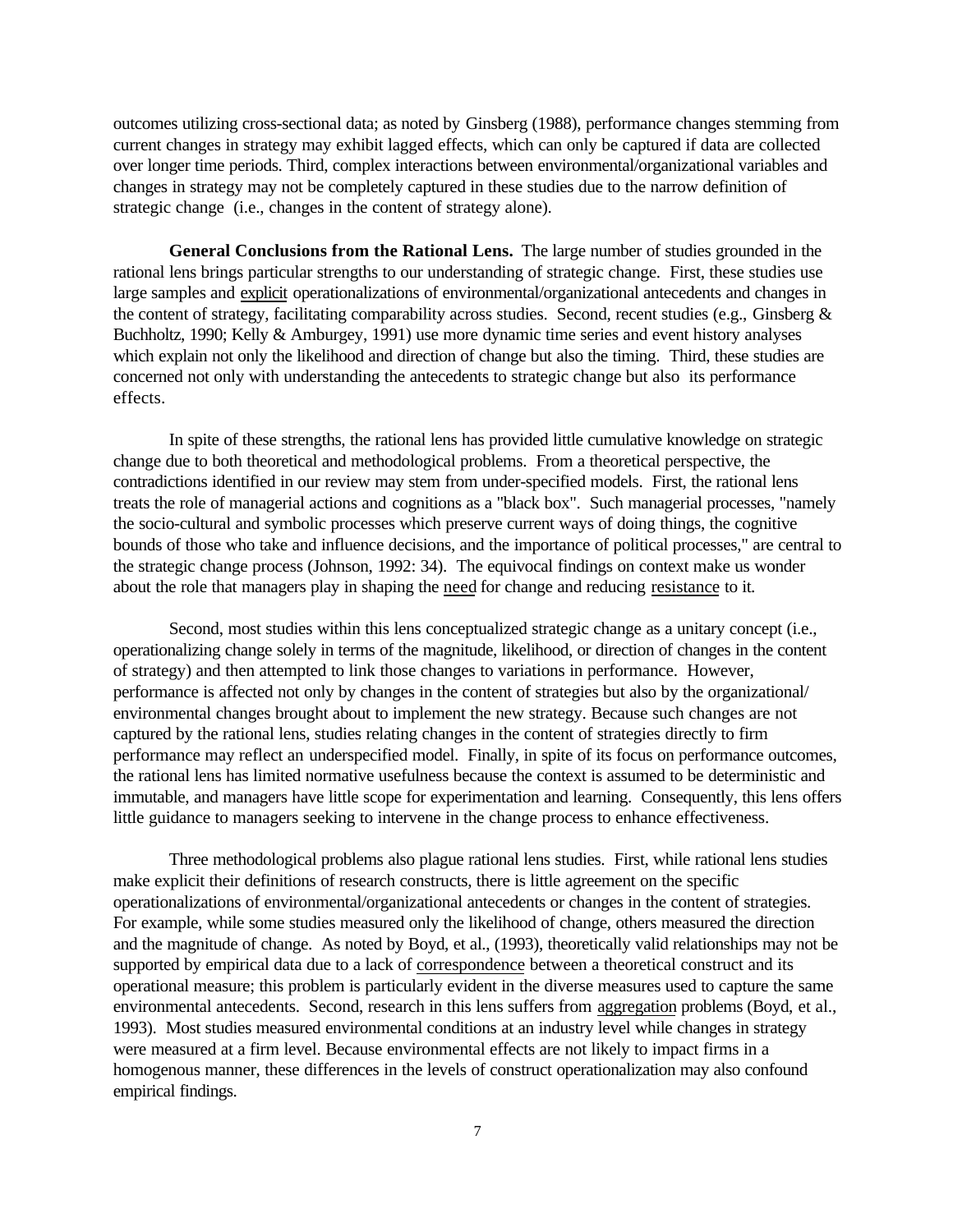outcomes utilizing cross-sectional data; as noted by Ginsberg (1988), performance changes stemming from current changes in strategy may exhibit lagged effects, which can only be captured if data are collected over longer time periods. Third, complex interactions between environmental/organizational variables and changes in strategy may not be completely captured in these studies due to the narrow definition of strategic change (i.e., changes in the content of strategy alone).

**General Conclusions from the Rational Lens.** The large number of studies grounded in the rational lens brings particular strengths to our understanding of strategic change. First, these studies use large samples and <u>explicit</u> operationalizations of environmental/organizational antecedents and changes in the content of strategy, facilitating comparability across studies. Second, recent studies (e.g., Ginsberg & Buchholtz, 1990; Kelly & Amburgey, 1991) use more dynamic time series and event history analyses which explain not only the likelihood and direction of change but also the timing. Third, these studies are concerned not only with understanding the antecedents to strategic change but also its performance effects.

In spite of these strengths, the rational lens has provided little cumulative knowledge on strategic change due to both theoretical and methodological problems. From a theoretical perspective, the contradictions identified in our review may stem from under-specified models. First, the rational lens treats the role of managerial actions and cognitions as a "black box". Such managerial processes, "namely the socio-cultural and symbolic processes which preserve current ways of doing things, the cognitive bounds of those who take and influence decisions, and the importance of political processes," are central to the strategic change process (Johnson, 1992: 34). The equivocal findings on context make us wonder about the role that managers play in shaping the <u>need</u> for change and reducing <u>resistance</u> to it.

Second, most studies within this lens conceptualized strategic change as a unitary concept (i.e., operationalizing change solely in terms of the magnitude, likelihood, or direction of changes in the content of strategy) and then attempted to link those changes to variations in performance. However, performance is affected not only by changes in the content of strategies but also by the organizational/ environmental changes brought about to implement the new strategy. Because such changes are not captured by the rational lens, studies relating changes in the content of strategies directly to firm performance may reflect an underspecified model. Finally, in spite of its focus on performance outcomes, the rational lens has limited normative usefulness because the context is assumed to be deterministic and immutable, and managers have little scope for experimentation and learning. Consequently, this lens offers little guidance to managers seeking to intervene in the change process to enhance effectiveness.

Three methodological problems also plague rational lens studies. First, while rational lens studies make explicit their definitions of research constructs, there is little agreement on the specific operationalizations of environmental/organizational antecedents or changes in the content of strategies. For example, while some studies measured only the likelihood of change, others measured the direction and the magnitude of change. As noted by Boyd, et al., (1993), theoretically valid relationships may not be supported by empirical data due to a lack of <u>correspondence</u> between a theoretical construct and its operational measure; this problem is particularly evident in the diverse measures used to capture the same environmental antecedents. Second, research in this lens suffers from <u>aggregation</u> problems (Boyd, et al., 1993). Most studies measured environmental conditions at an industry level while changes in strategy were measured at a firm level. Because environmental effects are not likely to impact firms in a homogenous manner, these differences in the levels of construct operationalization may also confound empirical findings.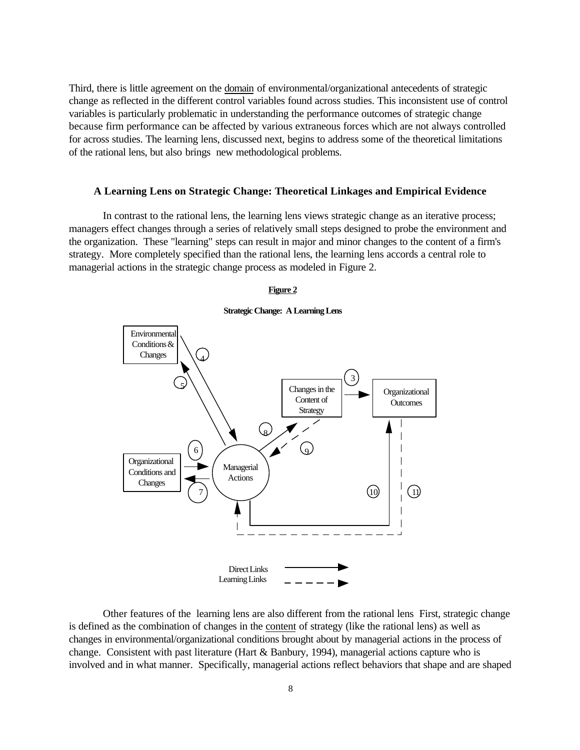Third, there is little agreement on the domain of environmental/organizational antecedents of strategic change as reflected in the different control variables found across studies. This inconsistent use of control variables is particularly problematic in understanding the performance outcomes of strategic change because firm performance can be affected by various extraneous forces which are not always controlled for across studies. The learning lens, discussed next, begins to address some of the theoretical limitations of the rational lens, but also brings new methodological problems.

### A Learning Lens on Strategic Change: Theoretical Linkages and Empirical Evidence

In contrast to the rational lens, the learning lens views strategic change as an iterative process; managers effect changes through a series of relatively small steps designed to probe the environment and the organization. These "learning" steps can result in major and minor changes to the content of a firm's strategy. More completely specified than the rational lens, the learning lens accords a central role to managerial actions in the strategic change process as modeled in Figure 2.

**Figure 2**

**Strategic Change: A Learning Lens**

Environmental Conditions & Changes

Changes in the Content of Strategy

Organizational Outcomes

Organizational Conditions and Changes

Managerial Actions

4 5 3 8 9 6 7 10 11

Direct Links

Learning Links

Other features of the learning lens are also different from the rational lens First, strategic change is defined as the combination of changes in the content of strategy (like the rational lens) as well as changes in environmental/organizational conditions brought about by managerial actions in the process of change. Consistent with past literature (Hart & Banbury, 1994), managerial actions capture who is involved and in what manner. Specifically, managerial actions reflect behaviors that shape and are shaped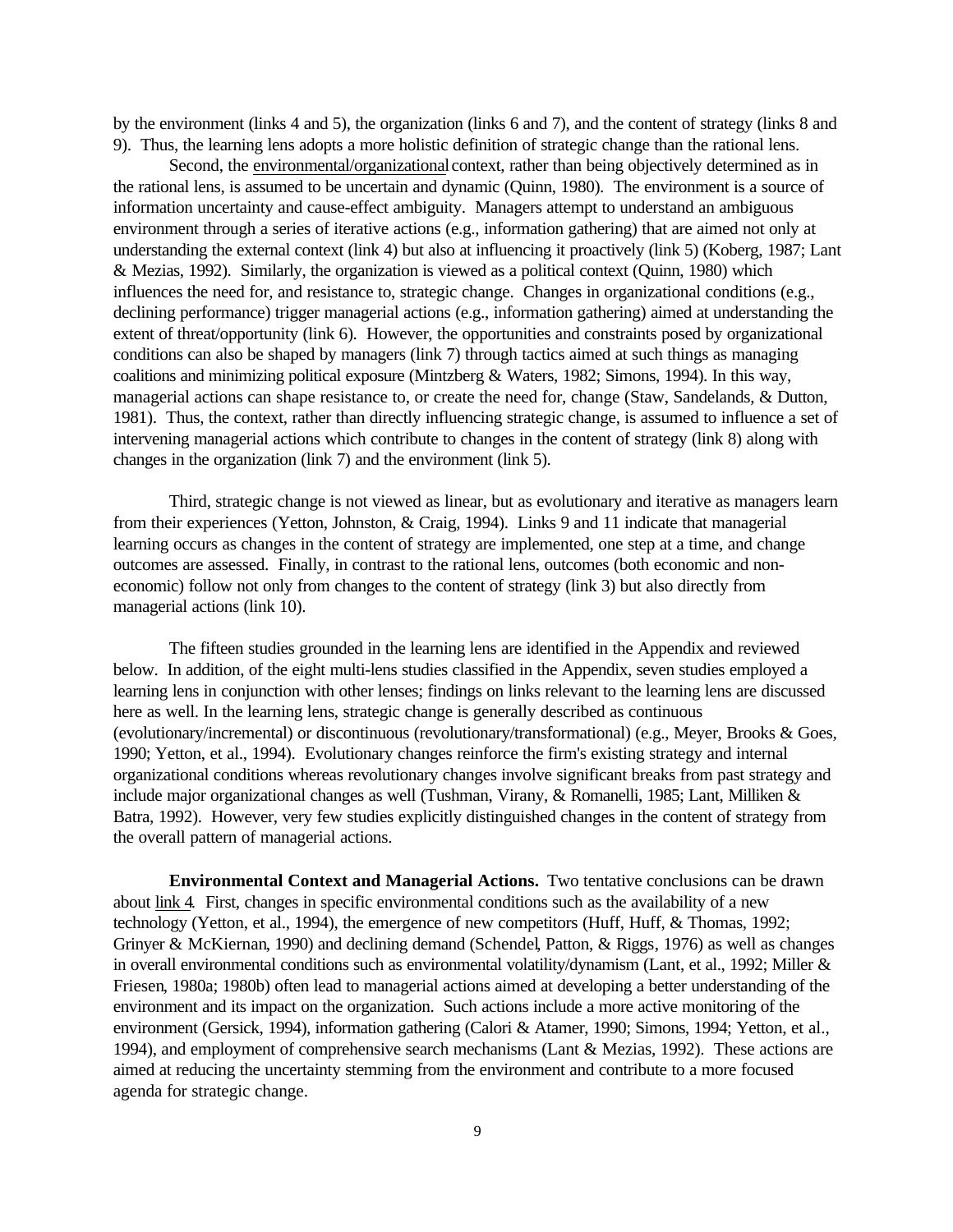by the environment (links 4 and 5), the organization (links 6 and 7), and the content of strategy (links 8 and 9). Thus, the learning lens adopts a more holistic definition of strategic change than the rational lens.

Second, the environmental/organizational context, rather than being objectively determined as in the rational lens, is assumed to be uncertain and dynamic (Quinn, 1980). The environment is a source of information uncertainty and cause-effect ambiguity. Managers attempt to understand an ambiguous environment through a series of iterative actions (e.g., information gathering) that are aimed not only at understanding the external context (link 4) but also at influencing it proactively (link 5) (Koberg, 1987; Lant & Mezias, 1992). Similarly, the organization is viewed as a political context (Quinn, 1980) which influences the need for, and resistance to, strategic change. Changes in organizational conditions (e.g., declining performance) trigger managerial actions (e.g., information gathering) aimed at understanding the extent of threat/opportunity (link 6). However, the opportunities and constraints posed by organizational conditions can also be shaped by managers (link 7) through tactics aimed at such things as managing coalitions and minimizing political exposure (Mintzberg & Waters, 1982; Simons, 1994). In this way, managerial actions can shape resistance to, or create the need for, change (Staw, Sandelands, & Dutton, 1981). Thus, the context, rather than directly influencing strategic change, is assumed to influence a set of intervening managerial actions which contribute to changes in the content of strategy (link 8) along with changes in the organization (link 7) and the environment (link 5).

Third, strategic change is not viewed as linear, but as evolutionary and iterative as managers learn from their experiences (Yetton, Johnston, & Craig, 1994). Links 9 and 11 indicate that managerial learning occurs as changes in the content of strategy are implemented, one step at a time, and change outcomes are assessed. Finally, in contrast to the rational lens, outcomes (both economic and non-economic) follow not only from changes to the content of strategy (link 3) but also directly from managerial actions (link 10).

The fifteen studies grounded in the learning lens are identified in the Appendix and reviewed below. In addition, of the eight multi-lens studies classified in the Appendix, seven studies employed a learning lens in conjunction with other lenses; findings on links relevant to the learning lens are discussed here as well. In the learning lens, strategic change is generally described as continuous (evolutionary/incremental) or discontinuous (revolutionary/transformational) (e.g., Meyer, Brooks & Goes, 1990; Yetton, et al., 1994). Evolutionary changes reinforce the firm's existing strategy and internal organizational conditions whereas revolutionary changes involve significant breaks from past strategy and include major organizational changes as well (Tushman, Virany, & Romanelli, 1985; Lant, Milliken & Batra, 1992). However, very few studies explicitly distinguished changes in the content of strategy from the overall pattern of managerial actions.

**Environmental Context and Managerial Actions.** Two tentative conclusions can be drawn about link 4. First, changes in specific environmental conditions such as the availability of a new technology (Yetton, et al., 1994), the emergence of new competitors (Huff, Huff, & Thomas, 1992; Grinyer & McKiernan, 1990) and declining demand (Schendel, Patton, & Riggs, 1976) as well as changes in overall environmental conditions such as environmental volatility/dynamism (Lant, et al., 1992; Miller & Friesen, 1980a; 1980b) often lead to managerial actions aimed at developing a better understanding of the environment and its impact on the organization. Such actions include a more active monitoring of the environment (Gersick, 1994), information gathering (Calori & Atamer, 1990; Simons, 1994; Yetton, et al., 1994), and employment of comprehensive search mechanisms (Lant & Mezias, 1992). These actions are aimed at reducing the uncertainty stemming from the environment and contribute to a more focused agenda for strategic change.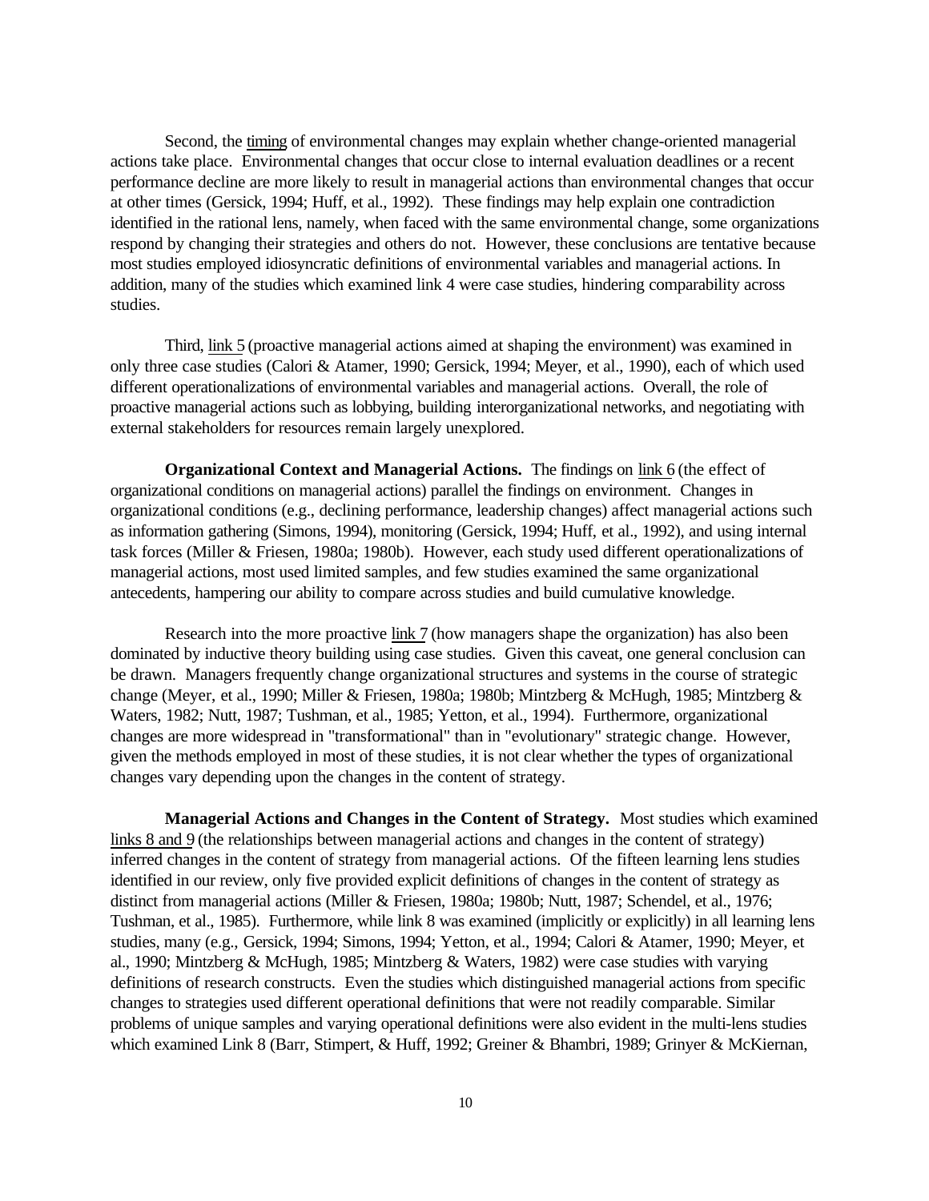Second, the timing of environmental changes may explain whether change-oriented managerial actions take place. Environmental changes that occur close to internal evaluation deadlines or a recent performance decline are more likely to result in managerial actions than environmental changes that occur at other times (Gersick, 1994; Huff, et al., 1992). These findings may help explain one contradiction identified in the rational lens, namely, when faced with the same environmental change, some organizations respond by changing their strategies and others do not. However, these conclusions are tentative because most studies employed idiosyncratic definitions of environmental variables and managerial actions. In addition, many of the studies which examined link 4 were case studies, hindering comparability across studies.

Third, link 5 (proactive managerial actions aimed at shaping the environment) was examined in only three case studies (Calori & Atamer, 1990; Gersick, 1994; Meyer, et al., 1990), each of which used different operationalizations of environmental variables and managerial actions. Overall, the role of proactive managerial actions such as lobbying, building interorganizational networks, and negotiating with external stakeholders for resources remain largely unexplored.

**Organizational Context and Managerial Actions.** The findings on link 6 (the effect of organizational conditions on managerial actions) parallel the findings on environment. Changes in organizational conditions (e.g., declining performance, leadership changes) affect managerial actions such as information gathering (Simons, 1994), monitoring (Gersick, 1994; Huff, et al., 1992), and using internal task forces (Miller & Friesen, 1980a; 1980b). However, each study used different operationalizations of managerial actions, most used limited samples, and few studies examined the same organizational antecedents, hampering our ability to compare across studies and build cumulative knowledge.

Research into the more proactive link 7 (how managers shape the organization) has also been dominated by inductive theory building using case studies. Given this caveat, one general conclusion can be drawn. Managers frequently change organizational structures and systems in the course of strategic change (Meyer, et al., 1990; Miller & Friesen, 1980a; 1980b; Mintzberg & McHugh, 1985; Mintzberg & Waters, 1982; Nutt, 1987; Tushman, et al., 1985; Yetton, et al., 1994). Furthermore, organizational changes are more widespread in "transformational" than in "evolutionary" strategic change. However, given the methods employed in most of these studies, it is not clear whether the types of organizational changes vary depending upon the changes in the content of strategy.

**Managerial Actions and Changes in the Content of Strategy.** Most studies which examined links 8 and 9 (the relationships between managerial actions and changes in the content of strategy) inferred changes in the content of strategy from managerial actions. Of the fifteen learning lens studies identified in our review, only five provided explicit definitions of changes in the content of strategy as distinct from managerial actions (Miller & Friesen, 1980a; 1980b; Nutt, 1987; Schendel, et al., 1976; Tushman, et al., 1985). Furthermore, while link 8 was examined (implicitly or explicitly) in all learning lens studies, many (e.g., Gersick, 1994; Simons, 1994; Yetton, et al., 1994; Calori & Atamer, 1990; Meyer, et al., 1990; Mintzberg & McHugh, 1985; Mintzberg & Waters, 1982) were case studies with varying definitions of research constructs. Even the studies which distinguished managerial actions from specific changes to strategies used different operational definitions that were not readily comparable. Similar problems of unique samples and varying operational definitions were also evident in the multi-lens studies which examined Link 8 (Barr, Stimpert, & Huff, 1992; Greiner & Bhambri, 1989; Grinyer & McKiernan,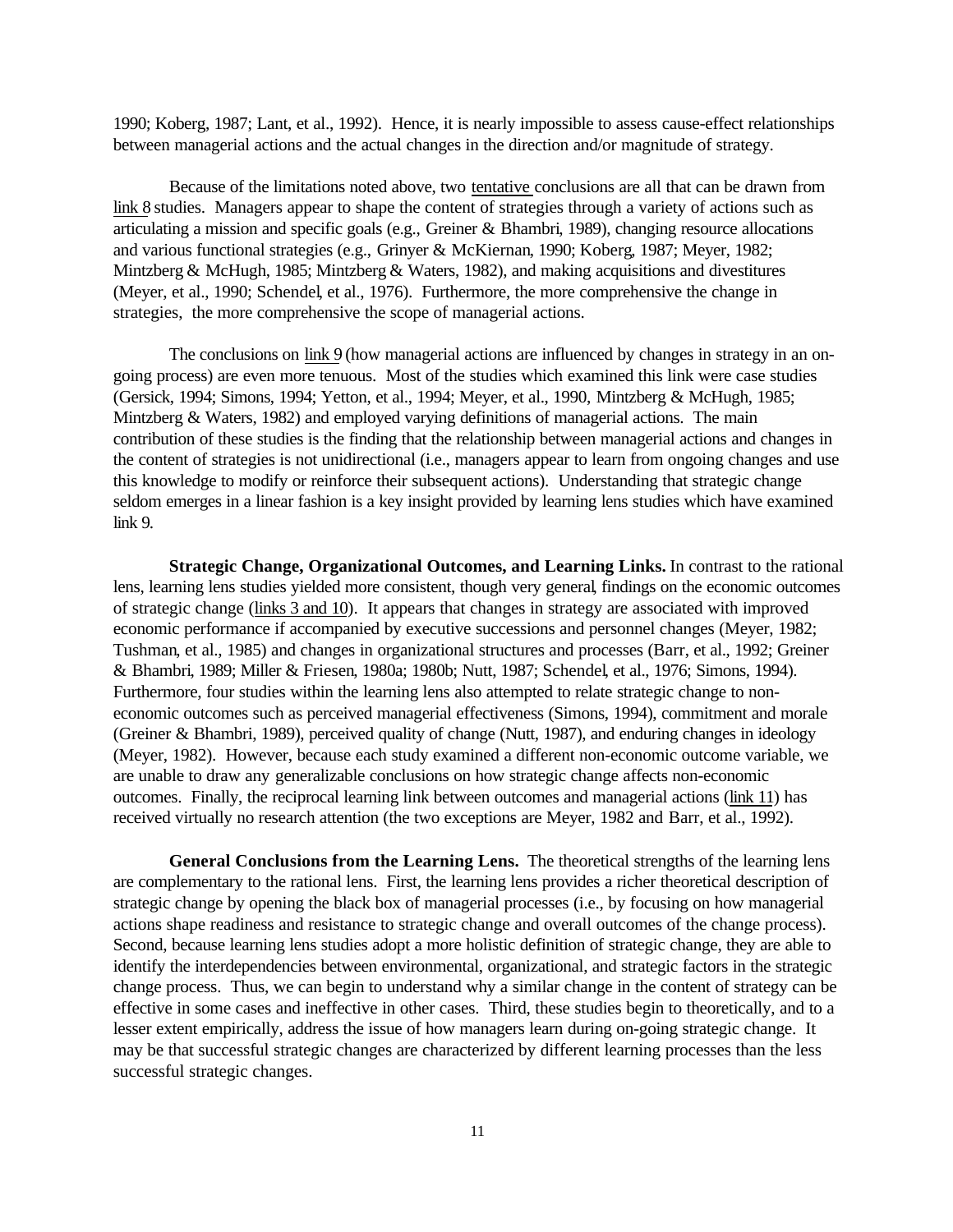1990; Koberg, 1987; Lant, et al., 1992). Hence, it is nearly impossible to assess cause-effect relationships between managerial actions and the actual changes in the direction and/or magnitude of strategy.

Because of the limitations noted above, two tentative conclusions are all that can be drawn from link 8 studies. Managers appear to shape the content of strategies through a variety of actions such as articulating a mission and specific goals (e.g., Greiner & Bhambri, 1989), changing resource allocations and various functional strategies (e.g., Grinyer & McKiernan, 1990; Koberg, 1987; Meyer, 1982; Mintzberg & McHugh, 1985; Mintzberg & Waters, 1982), and making acquisitions and divestitures (Meyer, et al., 1990; Schendel, et al., 1976). Furthermore, the more comprehensive the change in strategies, the more comprehensive the scope of managerial actions.

The conclusions on link 9 (how managerial actions are influenced by changes in strategy in an on-going process) are even more tenuous. Most of the studies which examined this link were case studies (Gersick, 1994; Simons, 1994; Yetton, et al., 1994; Meyer, et al., 1990, Mintzberg & McHugh, 1985; Mintzberg & Waters, 1982) and employed varying definitions of managerial actions. The main contribution of these studies is the finding that the relationship between managerial actions and changes in the content of strategies is not unidirectional (i.e., managers appear to learn from ongoing changes and use this knowledge to modify or reinforce their subsequent actions). Understanding that strategic change seldom emerges in a linear fashion is a key insight provided by learning lens studies which have examined link 9.

**Strategic Change, Organizational Outcomes, and Learning Links.** In contrast to the rational lens, learning lens studies yielded more consistent, though very general, findings on the economic outcomes of strategic change (links 3 and 10). It appears that changes in strategy are associated with improved economic performance if accompanied by executive successions and personnel changes (Meyer, 1982; Tushman, et al., 1985) and changes in organizational structures and processes (Barr, et al., 1992; Greiner & Bhambri, 1989; Miller & Friesen, 1980a; 1980b; Nutt, 1987; Schendel, et al., 1976; Simons, 1994). Furthermore, four studies within the learning lens also attempted to relate strategic change to non-economic outcomes such as perceived managerial effectiveness (Simons, 1994), commitment and morale (Greiner & Bhambri, 1989), perceived quality of change (Nutt, 1987), and enduring changes in ideology (Meyer, 1982). However, because each study examined a different non-economic outcome variable, we are unable to draw any generalizable conclusions on how strategic change affects non-economic outcomes. Finally, the reciprocal learning link between outcomes and managerial actions (link 11) has received virtually no research attention (the two exceptions are Meyer, 1982 and Barr, et al., 1992).

**General Conclusions from the Learning Lens.** The theoretical strengths of the learning lens are complementary to the rational lens. First, the learning lens provides a richer theoretical description of strategic change by opening the black box of managerial processes (i.e., by focusing on how managerial actions shape readiness and resistance to strategic change and overall outcomes of the change process). Second, because learning lens studies adopt a more holistic definition of strategic change, they are able to identify the interdependencies between environmental, organizational, and strategic factors in the strategic change process. Thus, we can begin to understand why a similar change in the content of strategy can be effective in some cases and ineffective in other cases. Third, these studies begin to theoretically, and to a lesser extent empirically, address the issue of how managers learn during on-going strategic change. It may be that successful strategic changes are characterized by different learning processes than the less successful strategic changes.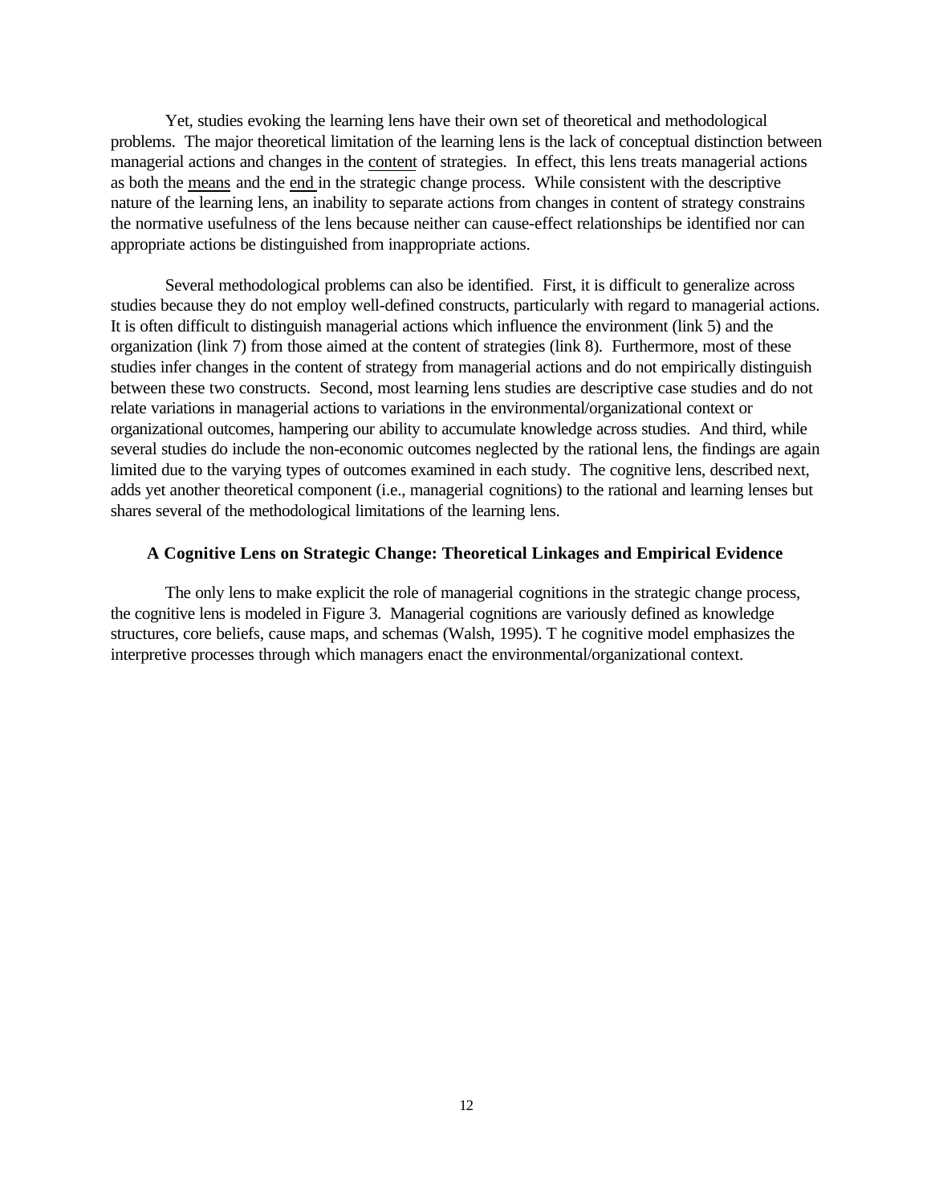Yet, studies evoking the learning lens have their own set of theoretical and methodological problems. The major theoretical limitation of the learning lens is the lack of conceptual distinction between managerial actions and changes in the <u>content</u> of strategies. In effect, this lens treats managerial actions as both the <u>means</u> and the <u>end</u> in the strategic change process. While consistent with the descriptive nature of the learning lens, an inability to separate actions from changes in content of strategy constrains the normative usefulness of the lens because neither can cause-effect relationships be identified nor can appropriate actions be distinguished from inappropriate actions.

Several methodological problems can also be identified. First, it is difficult to generalize across studies because they do not employ well-defined constructs, particularly with regard to managerial actions. It is often difficult to distinguish managerial actions which influence the environment (link 5) and the organization (link 7) from those aimed at the content of strategies (link 8). Furthermore, most of these studies infer changes in the content of strategy from managerial actions and do not empirically distinguish between these two constructs. Second, most learning lens studies are descriptive case studies and do not relate variations in managerial actions to variations in the environmental/organizational context or organizational outcomes, hampering our ability to accumulate knowledge across studies. And third, while several studies do include the non-economic outcomes neglected by the rational lens, the findings are again limited due to the varying types of outcomes examined in each study. The cognitive lens, described next, adds yet another theoretical component (i.e., managerial cognitions) to the rational and learning lenses but shares several of the methodological limitations of the learning lens.

### A Cognitive Lens on Strategic Change: Theoretical Linkages and Empirical Evidence

The only lens to make explicit the role of managerial cognitions in the strategic change process, the cognitive lens is modeled in Figure 3. Managerial cognitions are variously defined as knowledge structures, core beliefs, cause maps, and schemas (Walsh, 1995). T he cognitive model emphasizes the interpretive processes through which managers enact the environmental/organizational context.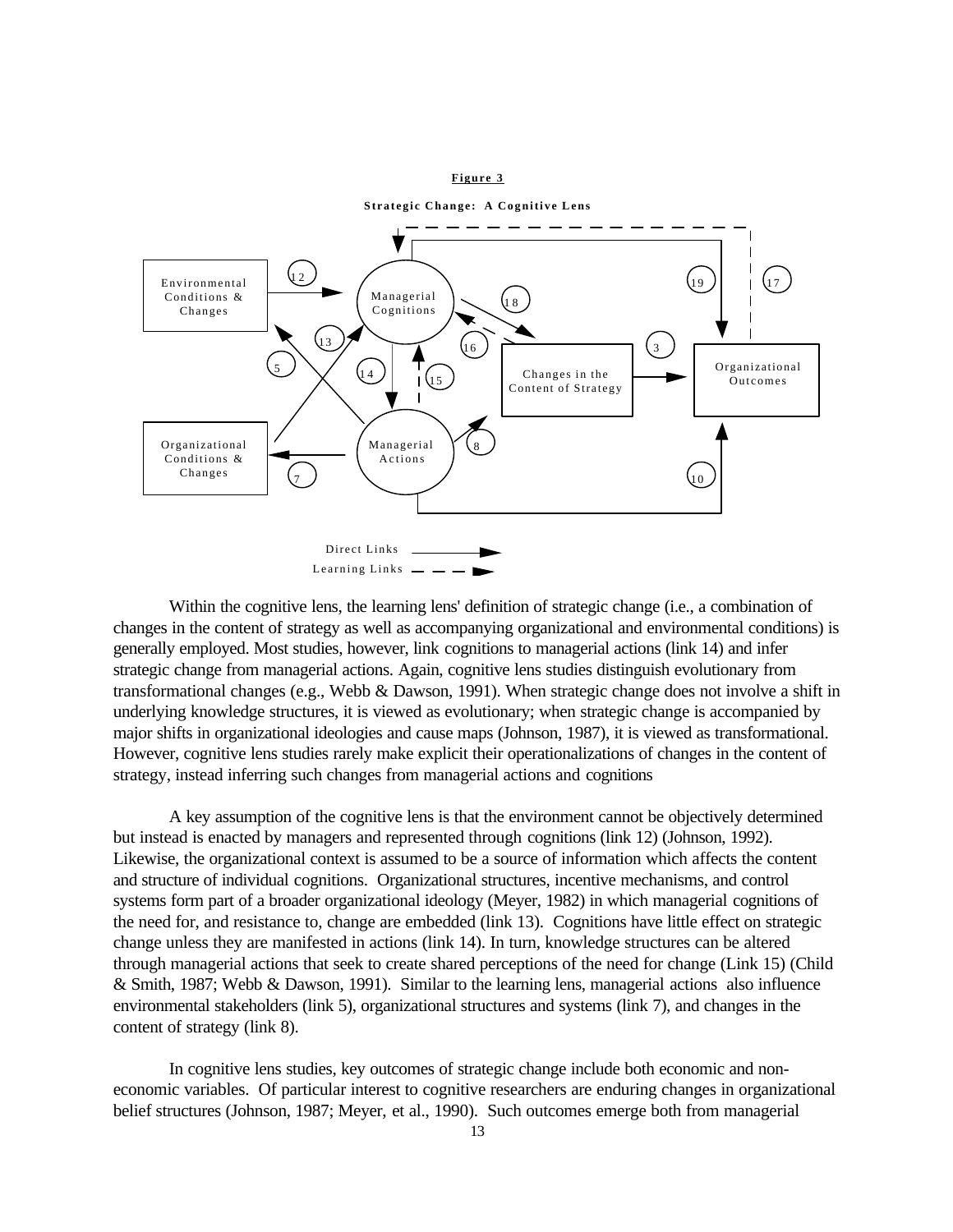**Figure 3**

**Strategic Change: A Cognitive Lens**

Within the cognitive lens, the learning lens' definition of strategic change (i.e., a combination of changes in the content of strategy as well as accompanying organizational and environmental conditions) is generally employed. Most studies, however, link cognitions to managerial actions (link 14) and infer strategic change from managerial actions. Again, cognitive lens studies distinguish evolutionary from transformational changes (e.g., Webb & Dawson, 1991). When strategic change does not involve a shift in underlying knowledge structures, it is viewed as evolutionary; when strategic change is accompanied by major shifts in organizational ideologies and cause maps (Johnson, 1987), it is viewed as transformational. However, cognitive lens studies rarely make explicit their operationalizations of changes in the content of strategy, instead inferring such changes from managerial actions and cognitions

A key assumption of the cognitive lens is that the environment cannot be objectively determined but instead is enacted by managers and represented through cognitions (link 12) (Johnson, 1992). Likewise, the organizational context is assumed to be a source of information which affects the content and structure of individual cognitions. Organizational structures, incentive mechanisms, and control systems form part of a broader organizational ideology (Meyer, 1982) in which managerial cognitions of the need for, and resistance to, change are embedded (link 13). Cognitions have little effect on strategic change unless they are manifested in actions (link 14). In turn, knowledge structures can be altered through managerial actions that seek to create shared perceptions of the need for change (Link 15) (Child & Smith, 1987; Webb & Dawson, 1991). Similar to the learning lens, managerial actions also influence environmental stakeholders (link 5), organizational structures and systems (link 7), and changes in the content of strategy (link 8).

In cognitive lens studies, key outcomes of strategic change include both economic and non-economic variables. Of particular interest to cognitive researchers are enduring changes in organizational belief structures (Johnson, 1987; Meyer, et al., 1990). Such outcomes emerge both from managerial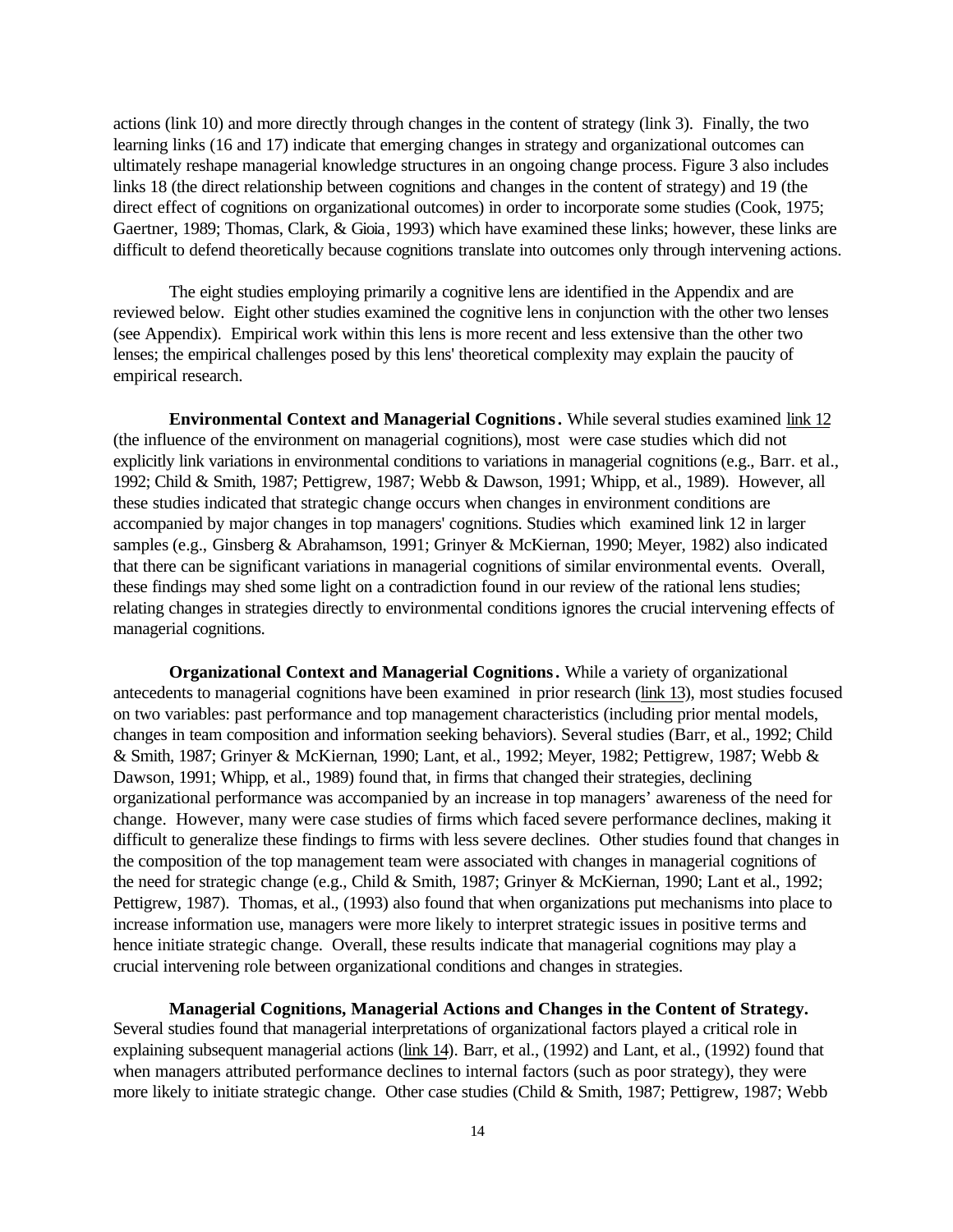actions (link 10) and more directly through changes in the content of strategy (link 3). Finally, the two learning links (16 and 17) indicate that emerging changes in strategy and organizational outcomes can ultimately reshape managerial knowledge structures in an ongoing change process. Figure 3 also includes links 18 (the direct relationship between cognitions and changes in the content of strategy) and 19 (the direct effect of cognitions on organizational outcomes) in order to incorporate some studies (Cook, 1975; Gaertner, 1989; Thomas, Clark, & Gioia, 1993) which have examined these links; however, these links are difficult to defend theoretically because cognitions translate into outcomes only through intervening actions.

The eight studies employing primarily a cognitive lens are identified in the Appendix and are reviewed below. Eight other studies examined the cognitive lens in conjunction with the other two lenses (see Appendix). Empirical work within this lens is more recent and less extensive than the other two lenses; the empirical challenges posed by this lens' theoretical complexity may explain the paucity of empirical research.

**Environmental Context and Managerial Cognitions.** While several studies examined link 12 (the influence of the environment on managerial cognitions), most were case studies which did not explicitly link variations in environmental conditions to variations in managerial cognitions (e.g., Barr. et al., 1992; Child & Smith, 1987; Pettigrew, 1987; Webb & Dawson, 1991; Whipp, et al., 1989). However, all these studies indicated that strategic change occurs when changes in environment conditions are accompanied by major changes in top managers' cognitions. Studies which examined link 12 in larger samples (e.g., Ginsberg & Abrahamson, 1991; Grinyer & McKiernan, 1990; Meyer, 1982) also indicated that there can be significant variations in managerial cognitions of similar environmental events. Overall, these findings may shed some light on a contradiction found in our review of the rational lens studies; relating changes in strategies directly to environmental conditions ignores the crucial intervening effects of managerial cognitions.

**Organizational Context and Managerial Cognitions.** While a variety of organizational antecedents to managerial cognitions have been examined in prior research (link 13), most studies focused on two variables: past performance and top management characteristics (including prior mental models, changes in team composition and information seeking behaviors). Several studies (Barr, et al., 1992; Child & Smith, 1987; Grinyer & McKiernan, 1990; Lant, et al., 1992; Meyer, 1982; Pettigrew, 1987; Webb & Dawson, 1991; Whipp, et al., 1989) found that, in firms that changed their strategies, declining organizational performance was accompanied by an increase in top managers' awareness of the need for change. However, many were case studies of firms which faced severe performance declines, making it difficult to generalize these findings to firms with less severe declines. Other studies found that changes in the composition of the top management team were associated with changes in managerial cognitions of the need for strategic change (e.g., Child & Smith, 1987; Grinyer & McKiernan, 1990; Lant et al., 1992; Pettigrew, 1987). Thomas, et al., (1993) also found that when organizations put mechanisms into place to increase information use, managers were more likely to interpret strategic issues in positive terms and hence initiate strategic change. Overall, these results indicate that managerial cognitions may play a crucial intervening role between organizational conditions and changes in strategies.

**Managerial Cognitions, Managerial Actions and Changes in the Content of Strategy.** Several studies found that managerial interpretations of organizational factors played a critical role in explaining subsequent managerial actions (link 14). Barr, et al., (1992) and Lant, et al., (1992) found that when managers attributed performance declines to internal factors (such as poor strategy), they were more likely to initiate strategic change. Other case studies (Child & Smith, 1987; Pettigrew, 1987; Webb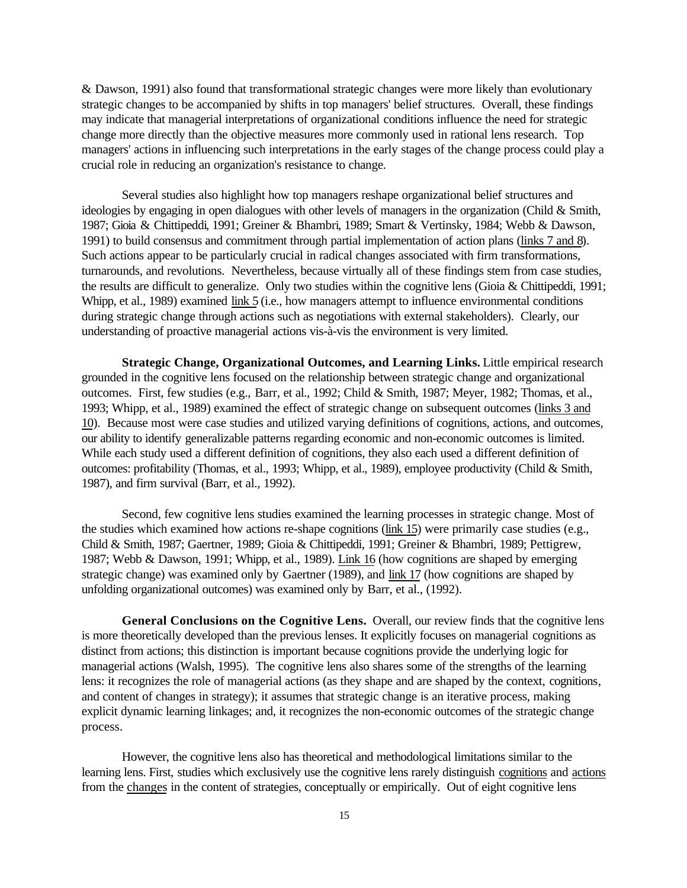& Dawson, 1991) also found that transformational strategic changes were more likely than evolutionary strategic changes to be accompanied by shifts in top managers' belief structures. Overall, these findings may indicate that managerial interpretations of organizational conditions influence the need for strategic change more directly than the objective measures more commonly used in rational lens research. Top managers' actions in influencing such interpretations in the early stages of the change process could play a crucial role in reducing an organization's resistance to change.

Several studies also highlight how top managers reshape organizational belief structures and ideologies by engaging in open dialogues with other levels of managers in the organization (Child & Smith, 1987; Gioia & Chittipeddi, 1991; Greiner & Bhambri, 1989; Smart & Vertinsky, 1984; Webb & Dawson, 1991) to build consensus and commitment through partial implementation of action plans (links 7 and 8). Such actions appear to be particularly crucial in radical changes associated with firm transformations, turnarounds, and revolutions. Nevertheless, because virtually all of these findings stem from case studies, the results are difficult to generalize. Only two studies within the cognitive lens (Gioia & Chittipeddi, 1991; Whipp, et al., 1989) examined link 5 (i.e., how managers attempt to influence environmental conditions during strategic change through actions such as negotiations with external stakeholders). Clearly, our understanding of proactive managerial actions vis-à-vis the environment is very limited.

**Strategic Change, Organizational Outcomes, and Learning Links.** Little empirical research grounded in the cognitive lens focused on the relationship between strategic change and organizational outcomes. First, few studies (e.g., Barr, et al., 1992; Child & Smith, 1987; Meyer, 1982; Thomas, et al., 1993; Whipp, et al., 1989) examined the effect of strategic change on subsequent outcomes (links 3 and 10). Because most were case studies and utilized varying definitions of cognitions, actions, and outcomes, our ability to identify generalizable patterns regarding economic and non-economic outcomes is limited. While each study used a different definition of cognitions, they also each used a different definition of outcomes: profitability (Thomas, et al., 1993; Whipp, et al., 1989), employee productivity (Child & Smith, 1987), and firm survival (Barr, et al., 1992).

Second, few cognitive lens studies examined the learning processes in strategic change. Most of the studies which examined how actions re-shape cognitions (link 15) were primarily case studies (e.g., Child & Smith, 1987; Gaertner, 1989; Gioia & Chittipeddi, 1991; Greiner & Bhambri, 1989; Pettigrew, 1987; Webb & Dawson, 1991; Whipp, et al., 1989). Link 16 (how cognitions are shaped by emerging strategic change) was examined only by Gaertner (1989), and link 17 (how cognitions are shaped by unfolding organizational outcomes) was examined only by Barr, et al., (1992).

**General Conclusions on the Cognitive Lens.** Overall, our review finds that the cognitive lens is more theoretically developed than the previous lenses. It explicitly focuses on managerial cognitions as distinct from actions; this distinction is important because cognitions provide the underlying logic for managerial actions (Walsh, 1995). The cognitive lens also shares some of the strengths of the learning lens: it recognizes the role of managerial actions (as they shape and are shaped by the context, cognitions, and content of changes in strategy); it assumes that strategic change is an iterative process, making explicit dynamic learning linkages; and, it recognizes the non-economic outcomes of the strategic change process.

However, the cognitive lens also has theoretical and methodological limitations similar to the learning lens. First, studies which exclusively use the cognitive lens rarely distinguish cognitions and actions from the changes in the content of strategies, conceptually or empirically. Out of eight cognitive lens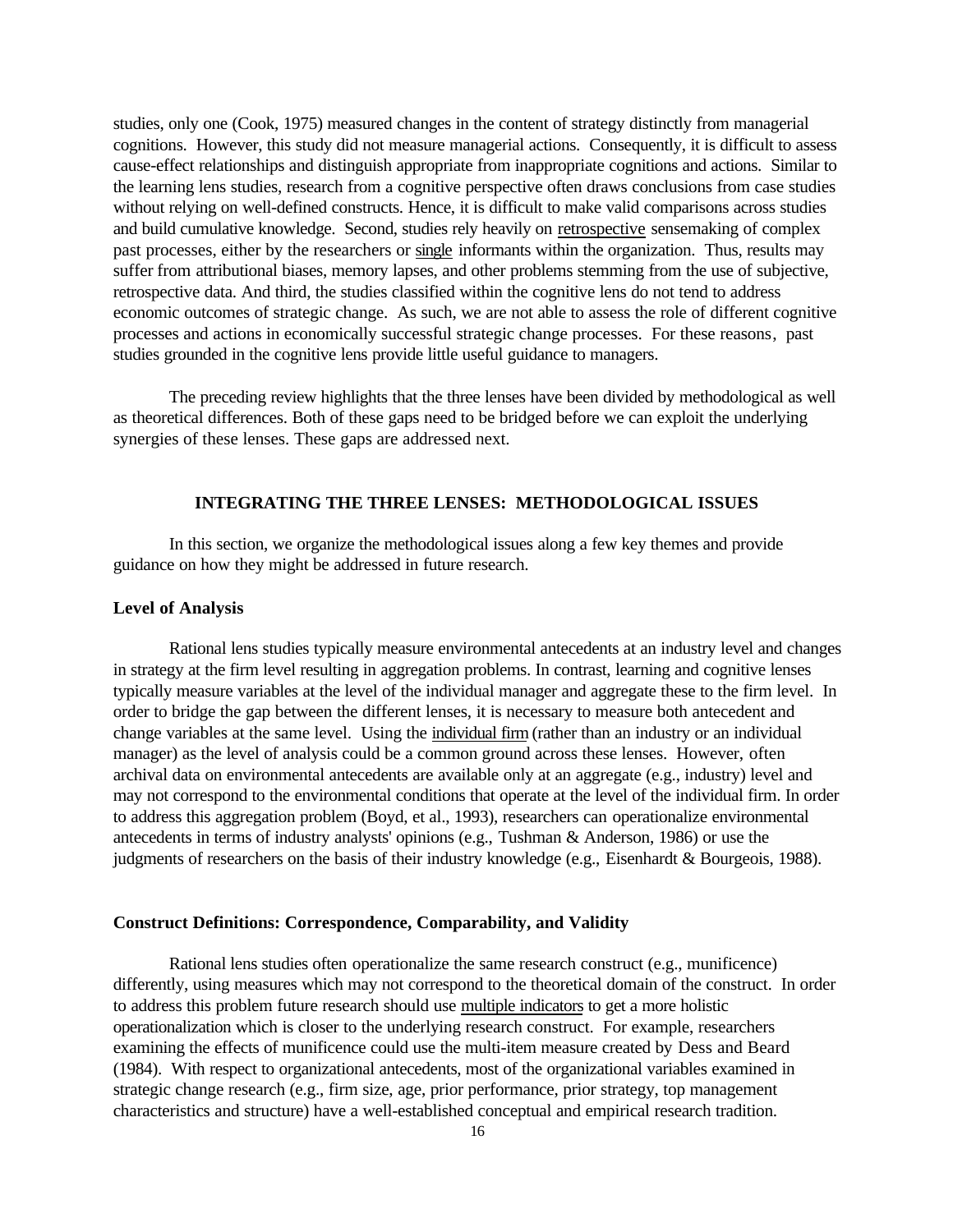studies, only one (Cook, 1975) measured changes in the content of strategy distinctly from managerial cognitions. However, this study did not measure managerial actions. Consequently, it is difficult to assess cause-effect relationships and distinguish appropriate from inappropriate cognitions and actions. Similar to the learning lens studies, research from a cognitive perspective often draws conclusions from case studies without relying on well-defined constructs. Hence, it is difficult to make valid comparisons across studies and build cumulative knowledge. Second, studies rely heavily on <u>retrospective</u> sensemaking of complex past processes, either by the researchers or <u>single</u> informants within the organization. Thus, results may suffer from attributional biases, memory lapses, and other problems stemming from the use of subjective, retrospective data. And third, the studies classified within the cognitive lens do not tend to address economic outcomes of strategic change. As such, we are not able to assess the role of different cognitive processes and actions in economically successful strategic change processes. For these reasons, past studies grounded in the cognitive lens provide little useful guidance to managers.

The preceding review highlights that the three lenses have been divided by methodological as well as theoretical differences. Both of these gaps need to be bridged before we can exploit the underlying synergies of these lenses. These gaps are addressed next.

## INTEGRATING THE THREE LENSES: METHODOLOGICAL ISSUES

In this section, we organize the methodological issues along a few key themes and provide guidance on how they might be addressed in future research.

### Level of Analysis

Rational lens studies typically measure environmental antecedents at an industry level and changes in strategy at the firm level resulting in aggregation problems. In contrast, learning and cognitive lenses typically measure variables at the level of the individual manager and aggregate these to the firm level. In order to bridge the gap between the different lenses, it is necessary to measure both antecedent and change variables at the same level. Using the <u>individual firm</u> (rather than an industry or an individual manager) as the level of analysis could be a common ground across these lenses. However, often archival data on environmental antecedents are available only at an aggregate (e.g., industry) level and may not correspond to the environmental conditions that operate at the level of the individual firm. In order to address this aggregation problem (Boyd, et al., 1993), researchers can operationalize environmental antecedents in terms of industry analysts' opinions (e.g., Tushman & Anderson, 1986) or use the judgments of researchers on the basis of their industry knowledge (e.g., Eisenhardt & Bourgeois, 1988).

### Construct Definitions: Correspondence, Comparability, and Validity

Rational lens studies often operationalize the same research construct (e.g., munificence) differently, using measures which may not correspond to the theoretical domain of the construct. In order to address this problem future research should use <u>multiple indicators</u> to get a more holistic operationalization which is closer to the underlying research construct. For example, researchers examining the effects of munificence could use the multi-item measure created by Dess and Beard (1984). With respect to organizational antecedents, most of the organizational variables examined in strategic change research (e.g., firm size, age, prior performance, prior strategy, top management characteristics and structure) have a well-established conceptual and empirical research tradition.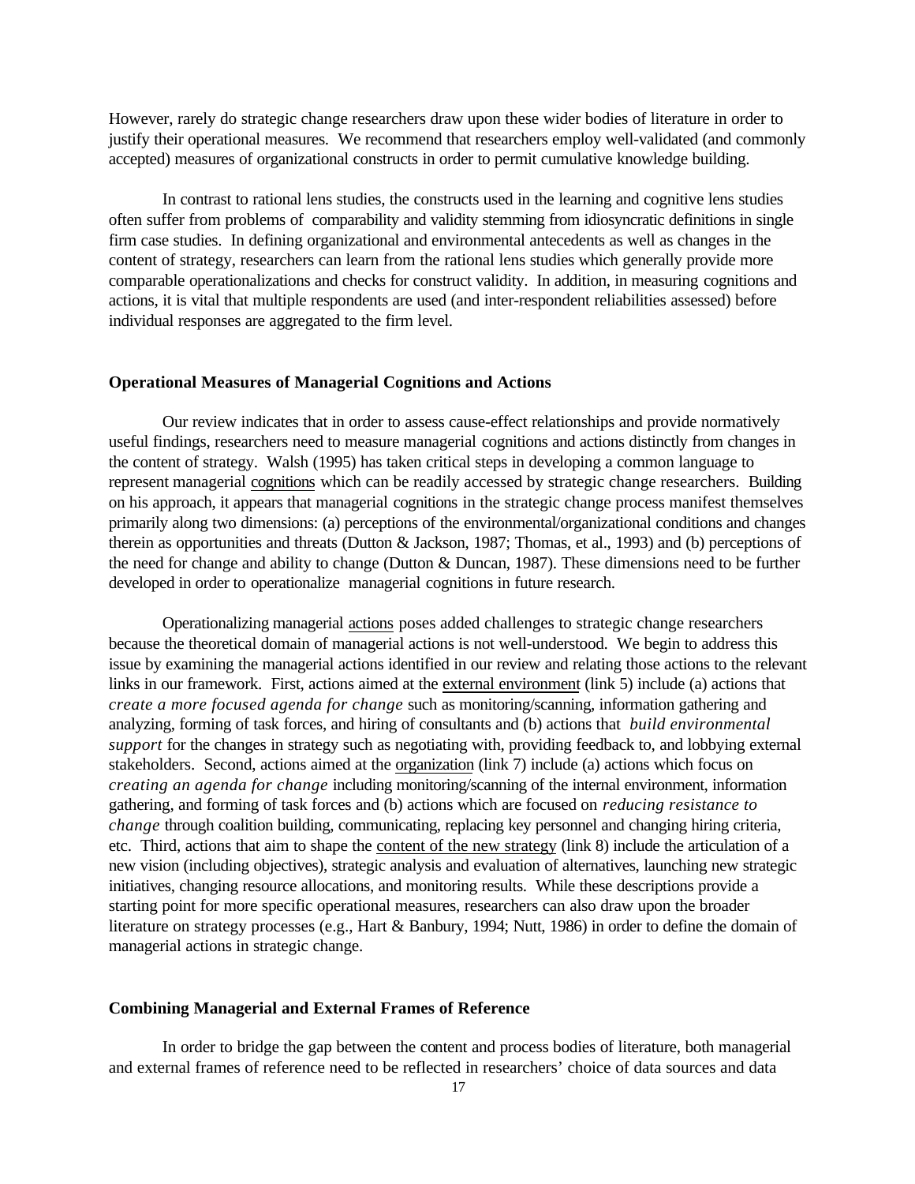However, rarely do strategic change researchers draw upon these wider bodies of literature in order to justify their operational measures. We recommend that researchers employ well-validated (and commonly accepted) measures of organizational constructs in order to permit cumulative knowledge building.

In contrast to rational lens studies, the constructs used in the learning and cognitive lens studies often suffer from problems of comparability and validity stemming from idiosyncratic definitions in single firm case studies. In defining organizational and environmental antecedents as well as changes in the content of strategy, researchers can learn from the rational lens studies which generally provide more comparable operationalizations and checks for construct validity. In addition, in measuring cognitions and actions, it is vital that multiple respondents are used (and inter-respondent reliabilities assessed) before individual responses are aggregated to the firm level.

### Operational Measures of Managerial Cognitions and Actions

Our review indicates that in order to assess cause-effect relationships and provide normatively useful findings, researchers need to measure managerial cognitions and actions distinctly from changes in the content of strategy. Walsh (1995) has taken critical steps in developing a common language to represent managerial cognitions which can be readily accessed by strategic change researchers. Building on his approach, it appears that managerial cognitions in the strategic change process manifest themselves primarily along two dimensions: (a) perceptions of the environmental/organizational conditions and changes therein as opportunities and threats (Dutton & Jackson, 1987; Thomas, et al., 1993) and (b) perceptions of the need for change and ability to change (Dutton & Duncan, 1987). These dimensions need to be further developed in order to operationalize managerial cognitions in future research.

Operationalizing managerial actions poses added challenges to strategic change researchers because the theoretical domain of managerial actions is not well-understood. We begin to address this issue by examining the managerial actions identified in our review and relating those actions to the relevant links in our framework. First, actions aimed at the external environment (link 5) include (a) actions that *create a more focused agenda for change* such as monitoring/scanning, information gathering and analyzing, forming of task forces, and hiring of consultants and (b) actions that *build environmental support* for the changes in strategy such as negotiating with, providing feedback to, and lobbying external stakeholders. Second, actions aimed at the organization (link 7) include (a) actions which focus on *creating an agenda for change* including monitoring/scanning of the internal environment, information gathering, and forming of task forces and (b) actions which are focused on *reducing resistance to change* through coalition building, communicating, replacing key personnel and changing hiring criteria, etc. Third, actions that aim to shape the content of the new strategy (link 8) include the articulation of a new vision (including objectives), strategic analysis and evaluation of alternatives, launching new strategic initiatives, changing resource allocations, and monitoring results. While these descriptions provide a starting point for more specific operational measures, researchers can also draw upon the broader literature on strategy processes (e.g., Hart & Banbury, 1994; Nutt, 1986) in order to define the domain of managerial actions in strategic change.

### Combining Managerial and External Frames of Reference

In order to bridge the gap between the content and process bodies of literature, both managerial and external frames of reference need to be reflected in researchers' choice of data sources and data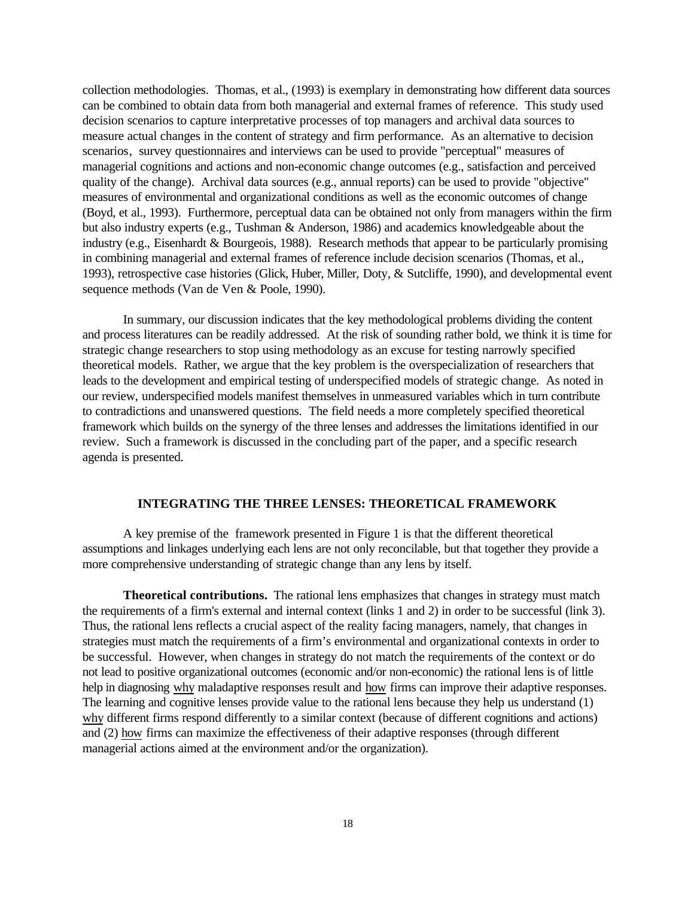collection methodologies. Thomas, et al., (1993) is exemplary in demonstrating how different data sources can be combined to obtain data from both managerial and external frames of reference. This study used decision scenarios to capture interpretative processes of top managers and archival data sources to measure actual changes in the content of strategy and firm performance. As an alternative to decision scenarios, survey questionnaires and interviews can be used to provide "perceptual" measures of managerial cognitions and actions and non-economic change outcomes (e.g., satisfaction and perceived quality of the change). Archival data sources (e.g., annual reports) can be used to provide "objective" measures of environmental and organizational conditions as well as the economic outcomes of change (Boyd, et al., 1993). Furthermore, perceptual data can be obtained not only from managers within the firm but also industry experts (e.g., Tushman & Anderson, 1986) and academics knowledgeable about the industry (e.g., Eisenhardt & Bourgeois, 1988). Research methods that appear to be particularly promising in combining managerial and external frames of reference include decision scenarios (Thomas, et al., 1993), retrospective case histories (Glick, Huber, Miller, Doty, & Sutcliffe, 1990), and developmental event sequence methods (Van de Ven & Poole, 1990).

In summary, our discussion indicates that the key methodological problems dividing the content and process literatures can be readily addressed. At the risk of sounding rather bold, we think it is time for strategic change researchers to stop using methodology as an excuse for testing narrowly specified theoretical models. Rather, we argue that the key problem is the overspecialization of researchers that leads to the development and empirical testing of underspecified models of strategic change. As noted in our review, underspecified models manifest themselves in unmeasured variables which in turn contribute to contradictions and unanswered questions. The field needs a more completely specified theoretical framework which builds on the synergy of the three lenses and addresses the limitations identified in our review. Such a framework is discussed in the concluding part of the paper, and a specific research agenda is presented.

## INTEGRATING THE THREE LENSES: THEORETICAL FRAMEWORK

A key premise of the framework presented in Figure 1 is that the different theoretical assumptions and linkages underlying each lens are not only reconcilable, but that together they provide a more comprehensive understanding of strategic change than any lens by itself.

**Theoretical contributions.** The rational lens emphasizes that changes in strategy must match the requirements of a firm's external and internal context (links 1 and 2) in order to be successful (link 3). Thus, the rational lens reflects a crucial aspect of the reality facing managers, namely, that changes in strategies must match the requirements of a firm's environmental and organizational contexts in order to be successful. However, when changes in strategy do not match the requirements of the context or do not lead to positive organizational outcomes (economic and/or non-economic) the rational lens is of little help in diagnosing why maladaptive responses result and how firms can improve their adaptive responses. The learning and cognitive lenses provide value to the rational lens because they help us understand (1) why different firms respond differently to a similar context (because of different cognitions and actions) and (2) how firms can maximize the effectiveness of their adaptive responses (through different managerial actions aimed at the environment and/or the organization).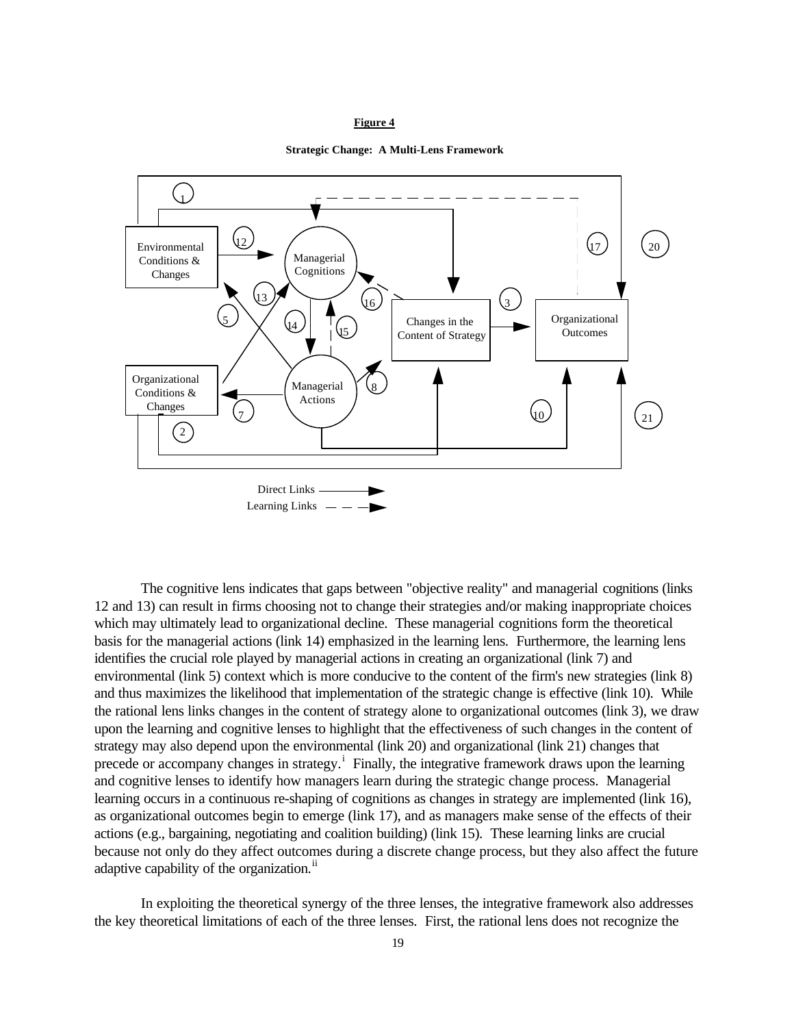**Figure 4**

**Strategic Change: A Multi-Lens Framework**

The cognitive lens indicates that gaps between "objective reality" and managerial cognitions (links 12 and 13) can result in firms choosing not to change their strategies and/or making inappropriate choices which may ultimately lead to organizational decline. These managerial cognitions form the theoretical basis for the managerial actions (link 14) emphasized in the learning lens. Furthermore, the learning lens identifies the crucial role played by managerial actions in creating an organizational (link 7) and environmental (link 5) context which is more conducive to the content of the firm's new strategies (link 8) and thus maximizes the likelihood that implementation of the strategic change is effective (link 10). While the rational lens links changes in the content of strategy alone to organizational outcomes (link 3), we draw upon the learning and cognitive lenses to highlight that the effectiveness of such changes in the content of strategy may also depend upon the environmental (link 20) and organizational (link 21) changes that precede or accompany changes in strategy.[i] Finally, the integrative framework draws upon the learning and cognitive lenses to identify how managers learn during the strategic change process. Managerial learning occurs in a continuous re-shaping of cognitions as changes in strategy are implemented (link 16), as organizational outcomes begin to emerge (link 17), and as managers make sense of the effects of their actions (e.g., bargaining, negotiating and coalition building) (link 15). These learning links are crucial because not only do they affect outcomes during a discrete change process, but they also affect the future adaptive capability of the organization.[ii]

In exploiting the theoretical synergy of the three lenses, the integrative framework also addresses the key theoretical limitations of each of the three lenses. First, the rational lens does not recognize the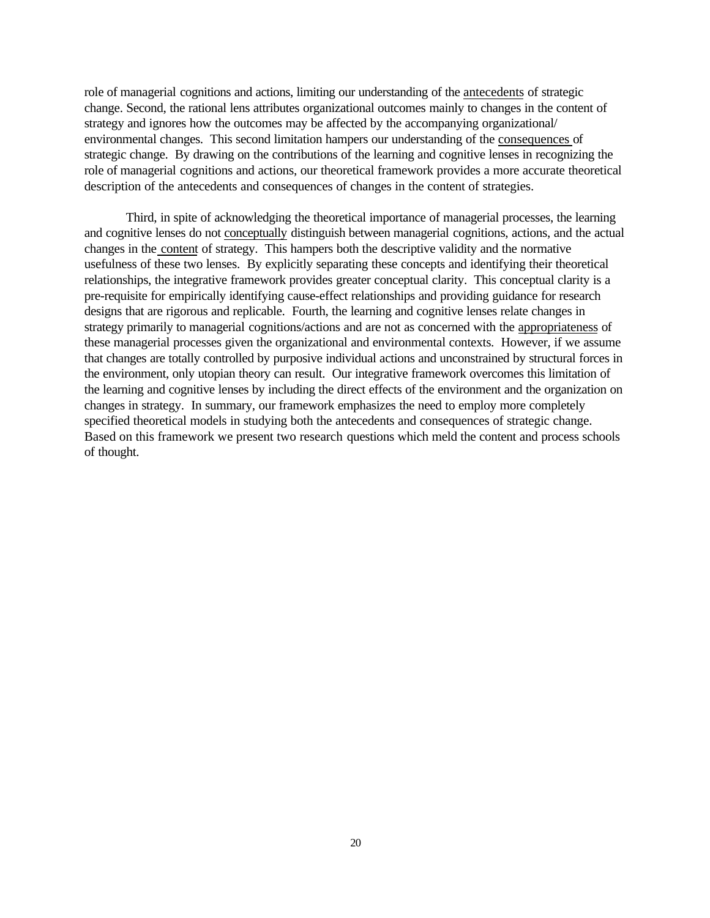role of managerial cognitions and actions, limiting our understanding of the <u>antecedents</u> of strategic change. Second, the rational lens attributes organizational outcomes mainly to changes in the content of strategy and ignores how the outcomes may be affected by the accompanying organizational/ environmental changes. This second limitation hampers our understanding of the <u>consequences</u> of strategic change. By drawing on the contributions of the learning and cognitive lenses in recognizing the role of managerial cognitions and actions, our theoretical framework provides a more accurate theoretical description of the antecedents and consequences of changes in the content of strategies.

Third, in spite of acknowledging the theoretical importance of managerial processes, the learning and cognitive lenses do not <u>conceptually</u> distinguish between managerial cognitions, actions, and the actual changes in the <u>content</u> of strategy. This hampers both the descriptive validity and the normative usefulness of these two lenses. By explicitly separating these concepts and identifying their theoretical relationships, the integrative framework provides greater conceptual clarity. This conceptual clarity is a pre-requisite for empirically identifying cause-effect relationships and providing guidance for research designs that are rigorous and replicable. Fourth, the learning and cognitive lenses relate changes in strategy primarily to managerial cognitions/actions and are not as concerned with the <u>appropriateness</u> of these managerial processes given the organizational and environmental contexts. However, if we assume that changes are totally controlled by purposive individual actions and unconstrained by structural forces in the environment, only utopian theory can result. Our integrative framework overcomes this limitation of the learning and cognitive lenses by including the direct effects of the environment and the organization on changes in strategy. In summary, our framework emphasizes the need to employ more completely specified theoretical models in studying both the antecedents and consequences of strategic change. Based on this framework we present two research questions which meld the content and process schools of thought.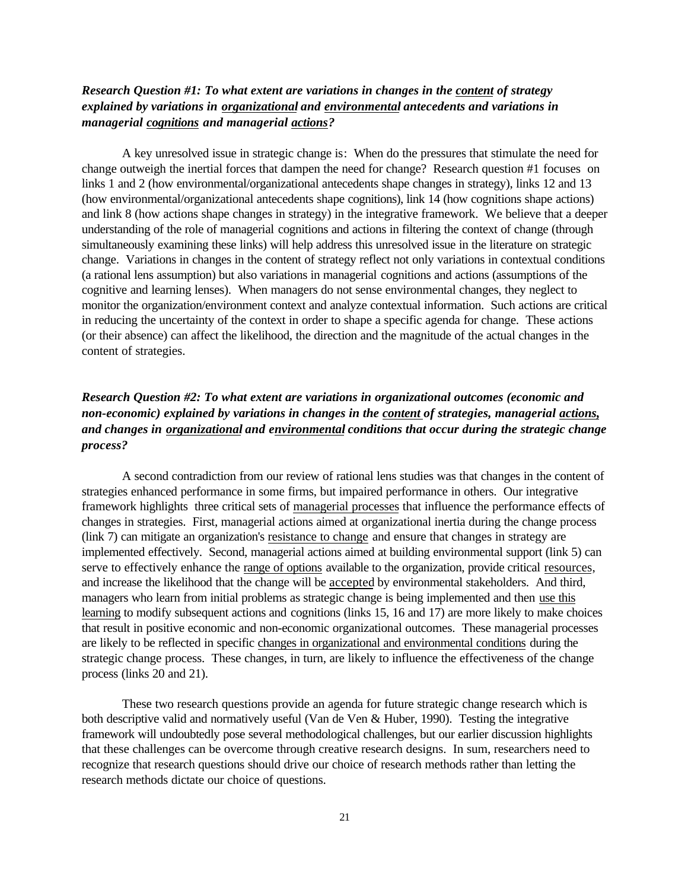***Research Question #1: To what extent are variations in changes in the <u>content</u> of strategy explained by variations in <u>organizational</u> and <u>environmental</u> antecedents and variations in managerial <u>cognitions</u> and managerial <u>actions</u>?***

A key unresolved issue in strategic change is: When do the pressures that stimulate the need for change outweigh the inertial forces that dampen the need for change? Research question #1 focuses on links 1 and 2 (how environmental/organizational antecedents shape changes in strategy), links 12 and 13 (how environmental/organizational antecedents shape cognitions), link 14 (how cognitions shape actions) and link 8 (how actions shape changes in strategy) in the integrative framework. We believe that a deeper understanding of the role of managerial cognitions and actions in filtering the context of change (through simultaneously examining these links) will help address this unresolved issue in the literature on strategic change. Variations in changes in the content of strategy reflect not only variations in contextual conditions (a rational lens assumption) but also variations in managerial cognitions and actions (assumptions of the cognitive and learning lenses). When managers do not sense environmental changes, they neglect to monitor the organization/environment context and analyze contextual information. Such actions are critical in reducing the uncertainty of the context in order to shape a specific agenda for change. These actions (or their absence) can affect the likelihood, the direction and the magnitude of the actual changes in the content of strategies.

***Research Question #2: To what extent are variations in organizational outcomes (economic and non-economic) explained by variations in changes in the <u>content</u> of strategies, managerial <u>actions,</u> and changes in <u>organizational</u> and <u>environmental</u> conditions that occur during the strategic change process?***

A second contradiction from our review of rational lens studies was that changes in the content of strategies enhanced performance in some firms, but impaired performance in others. Our integrative framework highlights three critical sets of <u>managerial processes</u> that influence the performance effects of changes in strategies. First, managerial actions aimed at organizational inertia during the change process (link 7) can mitigate an organization's <u>resistance to change</u> and ensure that changes in strategy are implemented effectively. Second, managerial actions aimed at building environmental support (link 5) can serve to effectively enhance the <u>range of options</u> available to the organization, provide critical <u>resources</u>, and increase the likelihood that the change will be <u>accepted</u> by environmental stakeholders. And third, managers who learn from initial problems as strategic change is being implemented and then <u>use this learning</u> to modify subsequent actions and cognitions (links 15, 16 and 17) are more likely to make choices that result in positive economic and non-economic organizational outcomes. These managerial processes are likely to be reflected in specific <u>changes in organizational and environmental conditions</u> during the strategic change process. These changes, in turn, are likely to influence the effectiveness of the change process (links 20 and 21).

These two research questions provide an agenda for future strategic change research which is both descriptive valid and normatively useful (Van de Ven & Huber, 1990). Testing the integrative framework will undoubtedly pose several methodological challenges, but our earlier discussion highlights that these challenges can be overcome through creative research designs. In sum, researchers need to recognize that research questions should drive our choice of research methods rather than letting the research methods dictate our choice of questions.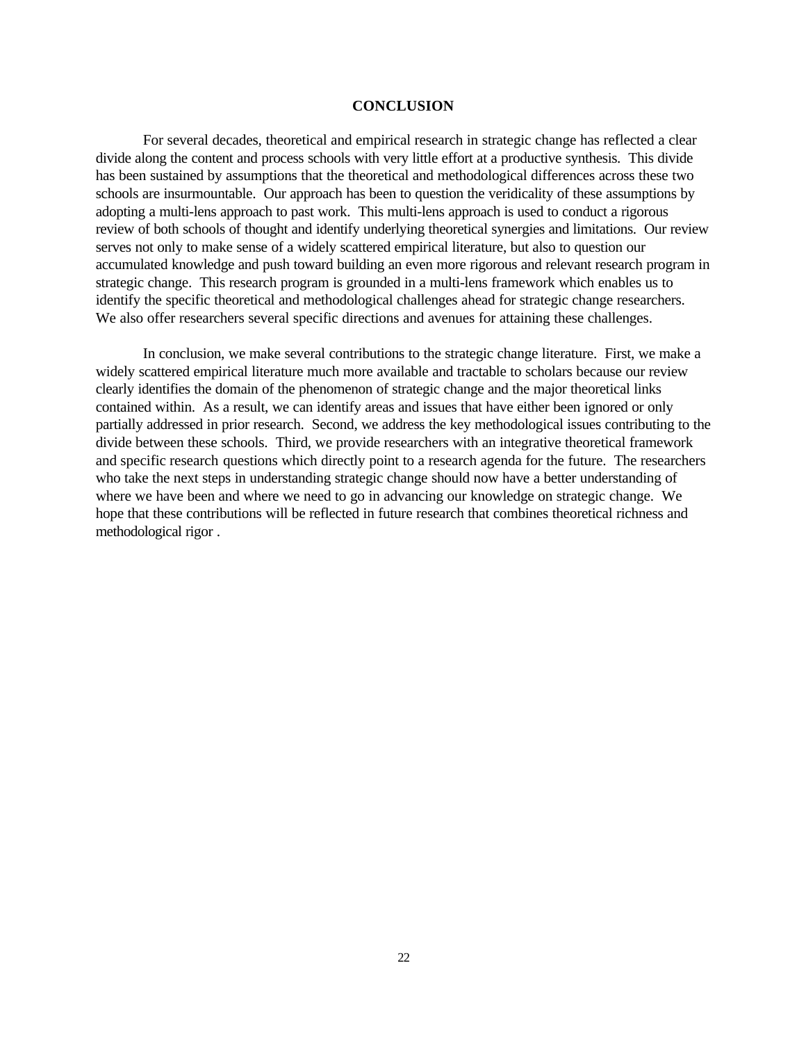## CONCLUSION

For several decades, theoretical and empirical research in strategic change has reflected a clear divide along the content and process schools with very little effort at a productive synthesis. This divide has been sustained by assumptions that the theoretical and methodological differences across these two schools are insurmountable. Our approach has been to question the veridicality of these assumptions by adopting a multi-lens approach to past work. This multi-lens approach is used to conduct a rigorous review of both schools of thought and identify underlying theoretical synergies and limitations. Our review serves not only to make sense of a widely scattered empirical literature, but also to question our accumulated knowledge and push toward building an even more rigorous and relevant research program in strategic change. This research program is grounded in a multi-lens framework which enables us to identify the specific theoretical and methodological challenges ahead for strategic change researchers. We also offer researchers several specific directions and avenues for attaining these challenges.

In conclusion, we make several contributions to the strategic change literature. First, we make a widely scattered empirical literature much more available and tractable to scholars because our review clearly identifies the domain of the phenomenon of strategic change and the major theoretical links contained within. As a result, we can identify areas and issues that have either been ignored or only partially addressed in prior research. Second, we address the key methodological issues contributing to the divide between these schools. Third, we provide researchers with an integrative theoretical framework and specific research questions which directly point to a research agenda for the future. The researchers who take the next steps in understanding strategic change should now have a better understanding of where we have been and where we need to go in advancing our knowledge on strategic change. We hope that these contributions will be reflected in future research that combines theoretical richness and methodological rigor .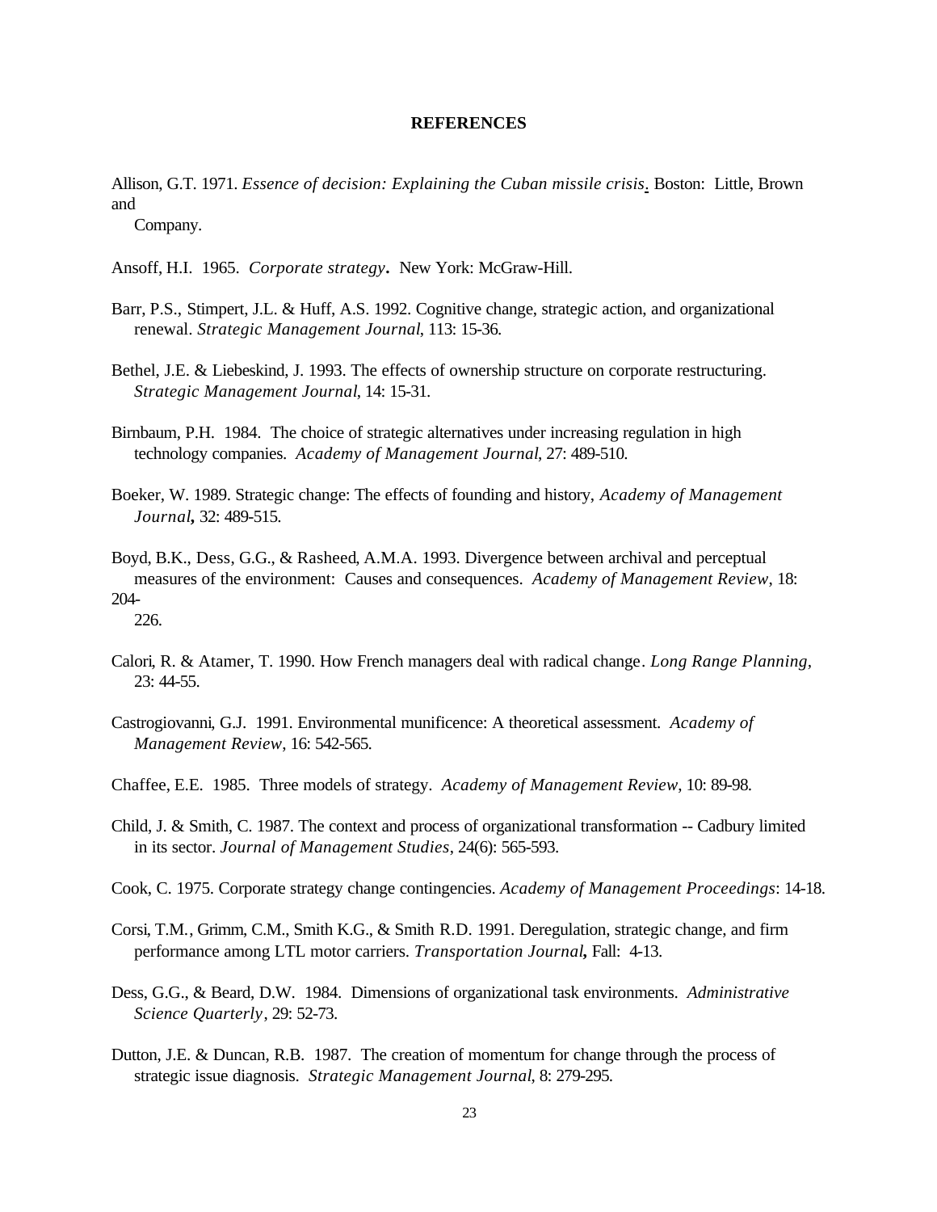**REFERENCES**

Allison, G.T. 1971. *Essence of decision: Explaining the Cuban missile crisis*. Boston: Little, Brown and Company.

Ansoff, H.I. 1965. *Corporate strategy*. New York: McGraw-Hill.

Barr, P.S., Stimpert, J.L. & Huff, A.S. 1992. Cognitive change, strategic action, and organizational renewal. *Strategic Management Journal*, 113: 15-36.

Bethel, J.E. & Liebeskind, J. 1993. The effects of ownership structure on corporate restructuring. *Strategic Management Journal*, 14: 15-31.

Birnbaum, P.H. 1984. The choice of strategic alternatives under increasing regulation in high technology companies. *Academy of Management Journal*, 27: 489-510.

Boeker, W. 1989. Strategic change: The effects of founding and history, *Academy of Management Journal*, 32: 489-515.

Boyd, B.K., Dess, G.G., & Rasheed, A.M.A. 1993. Divergence between archival and perceptual measures of the environment: Causes and consequences. *Academy of Management Review*, 18: 204-226.

Calori, R. & Atamer, T. 1990. How French managers deal with radical change. *Long Range Planning*, 23: 44-55.

Castrogiovanni, G.J. 1991. Environmental munificence: A theoretical assessment. *Academy of Management Review*, 16: 542-565.

Chaffee, E.E. 1985. Three models of strategy. *Academy of Management Review*, 10: 89-98.

Child, J. & Smith, C. 1987. The context and process of organizational transformation -- Cadbury limited in its sector. *Journal of Management Studies*, 24(6): 565-593.

Cook, C. 1975. Corporate strategy change contingencies. *Academy of Management Proceedings*: 14-18.

Corsi, T.M., Grimm, C.M., Smith K.G., & Smith R.D. 1991. Deregulation, strategic change, and firm performance among LTL motor carriers. *Transportation Journal*, Fall: 4-13.

Dess, G.G., & Beard, D.W. 1984. Dimensions of organizational task environments. *Administrative Science Quarterly*, 29: 52-73.

Dutton, J.E. & Duncan, R.B. 1987. The creation of momentum for change through the process of strategic issue diagnosis. *Strategic Management Journal*, 8: 279-295.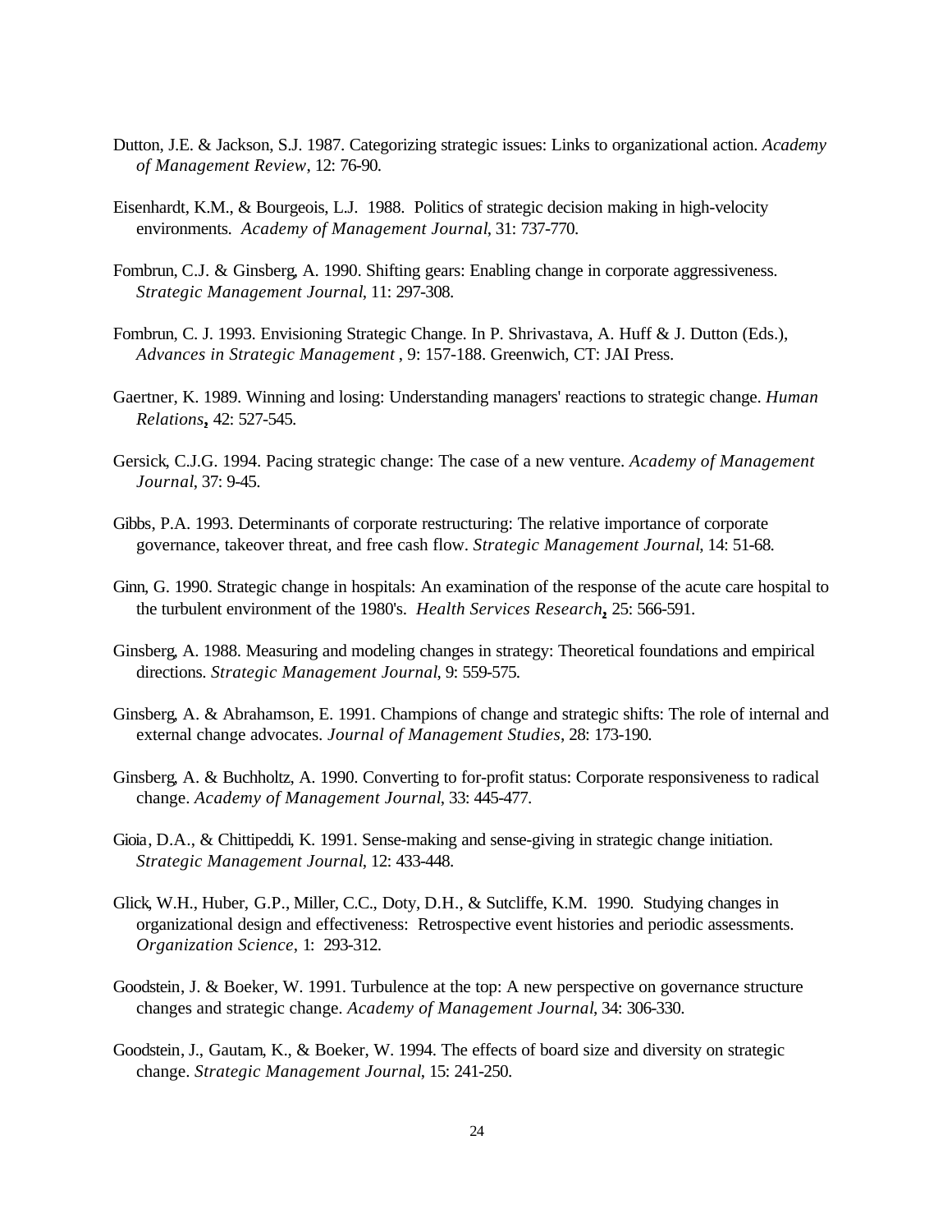Dutton, J.E. & Jackson, S.J. 1987. Categorizing strategic issues: Links to organizational action. *Academy of Management Review*, 12: 76-90.

Eisenhardt, K.M., & Bourgeois, L.J. 1988. Politics of strategic decision making in high-velocity environments. *Academy of Management Journal*, 31: 737-770.

Fombrun, C.J. & Ginsberg, A. 1990. Shifting gears: Enabling change in corporate aggressiveness. *Strategic Management Journal*, 11: 297-308.

Fombrun, C. J. 1993. Envisioning Strategic Change. In P. Shrivastava, A. Huff & J. Dutton (Eds.), *Advances in Strategic Management* , 9: 157-188. Greenwich, CT: JAI Press.

Gaertner, K. 1989. Winning and losing: Understanding managers' reactions to strategic change. *Human Relations*, 42: 527-545.

Gersick, C.J.G. 1994. Pacing strategic change: The case of a new venture. *Academy of Management Journal*, 37: 9-45.

Gibbs, P.A. 1993. Determinants of corporate restructuring: The relative importance of corporate governance, takeover threat, and free cash flow. *Strategic Management Journal*, 14: 51-68.

Ginn, G. 1990. Strategic change in hospitals: An examination of the response of the acute care hospital to the turbulent environment of the 1980's. *Health Services Research*, 25: 566-591.

Ginsberg, A. 1988. Measuring and modeling changes in strategy: Theoretical foundations and empirical directions. *Strategic Management Journal*, 9: 559-575.

Ginsberg, A. & Abrahamson, E. 1991. Champions of change and strategic shifts: The role of internal and external change advocates. *Journal of Management Studies*, 28: 173-190.

Ginsberg, A. & Buchholtz, A. 1990. Converting to for-profit status: Corporate responsiveness to radical change. *Academy of Management Journal*, 33: 445-477.

Gioia, D.A., & Chittipeddi, K. 1991. Sense-making and sense-giving in strategic change initiation. *Strategic Management Journal*, 12: 433-448.

Glick, W.H., Huber, G.P., Miller, C.C., Doty, D.H., & Sutcliffe, K.M. 1990. Studying changes in organizational design and effectiveness: Retrospective event histories and periodic assessments. *Organization Science*, 1: 293-312.

Goodstein, J. & Boeker, W. 1991. Turbulence at the top: A new perspective on governance structure changes and strategic change. *Academy of Management Journal*, 34: 306-330.

Goodstein, J., Gautam, K., & Boeker, W. 1994. The effects of board size and diversity on strategic change. *Strategic Management Journal*, 15: 241-250.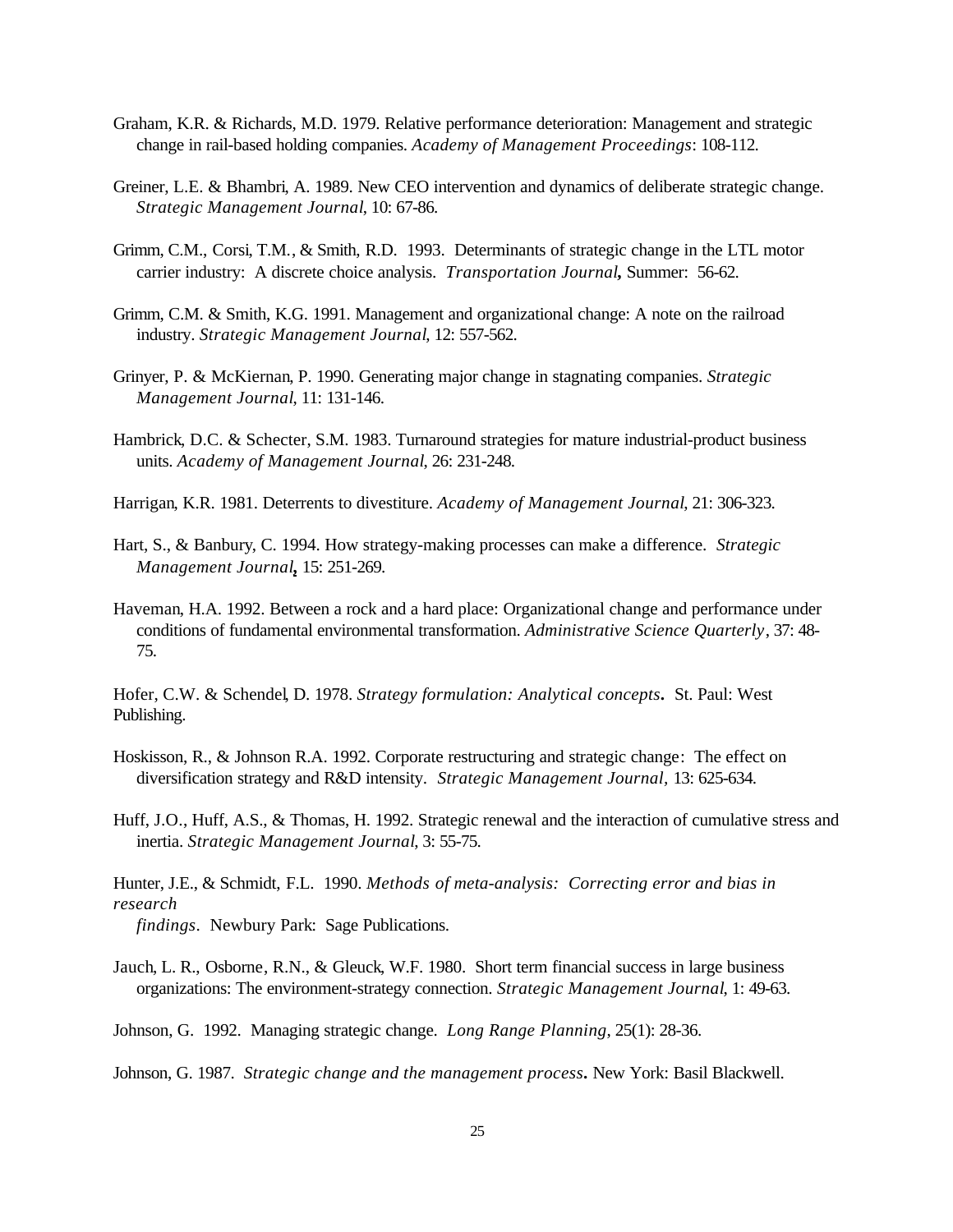Graham, K.R. & Richards, M.D. 1979. Relative performance deterioration: Management and strategic change in rail-based holding companies. *Academy of Management Proceedings*: 108-112.

Greiner, L.E. & Bhambri, A. 1989. New CEO intervention and dynamics of deliberate strategic change. *Strategic Management Journal*, 10: 67-86.

Grimm, C.M., Corsi, T.M., & Smith, R.D. 1993. Determinants of strategic change in the LTL motor carrier industry: A discrete choice analysis. *Transportation Journal*, Summer: 56-62.

Grimm, C.M. & Smith, K.G. 1991. Management and organizational change: A note on the railroad industry. *Strategic Management Journal*, 12: 557-562.

Grinyer, P. & McKiernan, P. 1990. Generating major change in stagnating companies. *Strategic Management Journal*, 11: 131-146.

Hambrick, D.C. & Schecter, S.M. 1983. Turnaround strategies for mature industrial-product business units. *Academy of Management Journal*, 26: 231-248.

Harrigan, K.R. 1981. Deterrents to divestiture. *Academy of Management Journal*, 21: 306-323.

Hart, S., & Banbury, C. 1994. How strategy-making processes can make a difference. *Strategic Management Journal*, 15: 251-269.

Haveman, H.A. 1992. Between a rock and a hard place: Organizational change and performance under conditions of fundamental environmental transformation. *Administrative Science Quarterly*, 37: 48-75.

Hofer, C.W. & Schendel, D. 1978. *Strategy formulation: Analytical concepts*. St. Paul: West Publishing.

Hoskisson, R., & Johnson R.A. 1992. Corporate restructuring and strategic change: The effect on diversification strategy and R&D intensity. *Strategic Management Journal*, 13: 625-634.

Huff, J.O., Huff, A.S., & Thomas, H. 1992. Strategic renewal and the interaction of cumulative stress and inertia. *Strategic Management Journal*, 3: 55-75.

Hunter, J.E., & Schmidt, F.L. 1990. *Methods of meta-analysis: Correcting error and bias in research findings*. Newbury Park: Sage Publications.

Jauch, L. R., Osborne, R.N., & Gleuck, W.F. 1980. Short term financial success in large business organizations: The environment-strategy connection. *Strategic Management Journal*, 1: 49-63.

Johnson, G. 1992. Managing strategic change. *Long Range Planning*, 25(1): 28-36.

Johnson, G. 1987. *Strategic change and the management process*. New York: Basil Blackwell.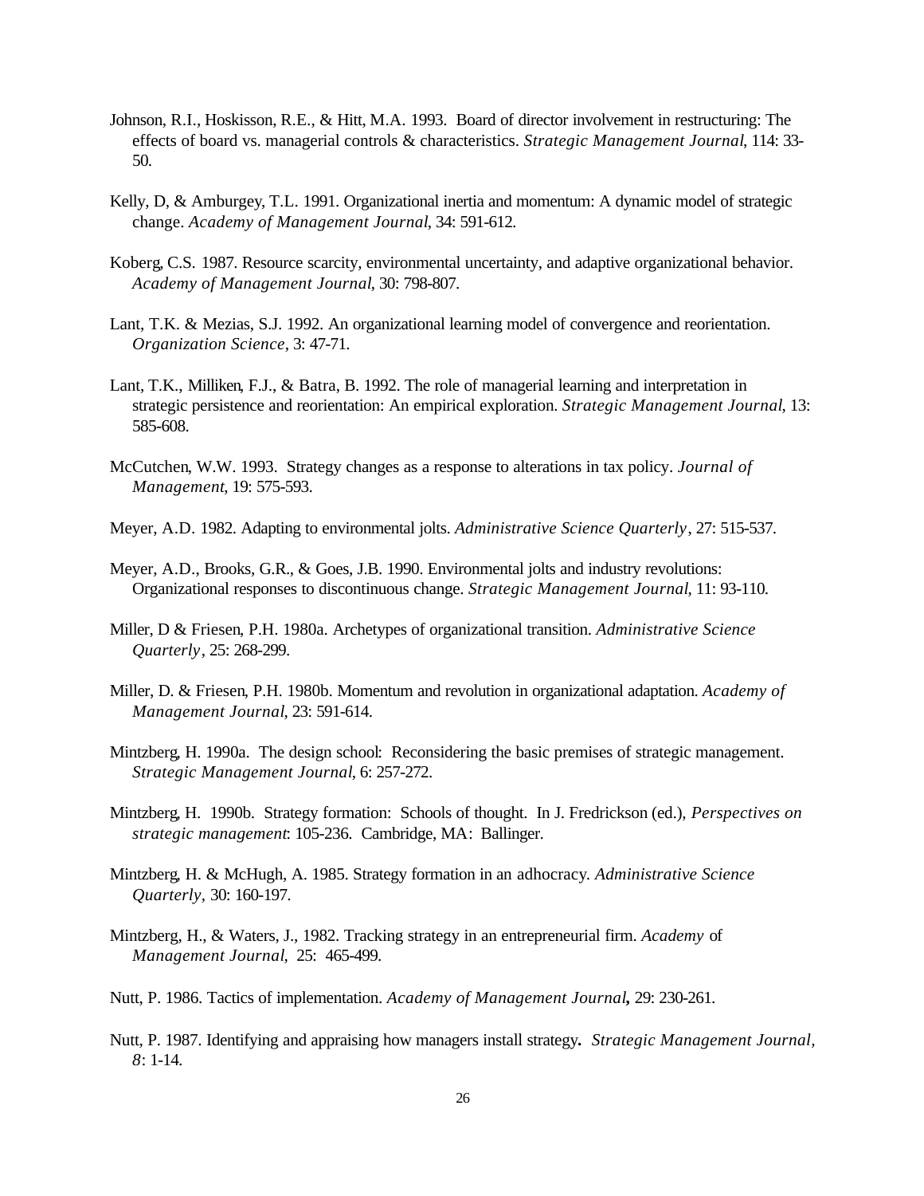Johnson, R.I., Hoskisson, R.E., & Hitt, M.A. 1993. Board of director involvement in restructuring: The effects of board vs. managerial controls & characteristics. *Strategic Management Journal*, 114: 33-50.

Kelly, D, & Amburgey, T.L. 1991. Organizational inertia and momentum: A dynamic model of strategic change. *Academy of Management Journal*, 34: 591-612.

Koberg, C.S. 1987. Resource scarcity, environmental uncertainty, and adaptive organizational behavior. *Academy of Management Journal*, 30: 798-807.

Lant, T.K. & Mezias, S.J. 1992. An organizational learning model of convergence and reorientation. *Organization Science*, 3: 47-71.

Lant, T.K., Milliken, F.J., & Batra, B. 1992. The role of managerial learning and interpretation in strategic persistence and reorientation: An empirical exploration. *Strategic Management Journal*, 13: 585-608.

McCutchen, W.W. 1993. Strategy changes as a response to alterations in tax policy. *Journal of Management*, 19: 575-593.

Meyer, A.D. 1982. Adapting to environmental jolts. *Administrative Science Quarterly*, 27: 515-537.

Meyer, A.D., Brooks, G.R., & Goes, J.B. 1990. Environmental jolts and industry revolutions: Organizational responses to discontinuous change. *Strategic Management Journal*, 11: 93-110.

Miller, D & Friesen, P.H. 1980a. Archetypes of organizational transition. *Administrative Science Quarterly*, 25: 268-299.

Miller, D. & Friesen, P.H. 1980b. Momentum and revolution in organizational adaptation. *Academy of Management Journal*, 23: 591-614.

Mintzberg, H. 1990a. The design school: Reconsidering the basic premises of strategic management. *Strategic Management Journal*, 6: 257-272.

Mintzberg, H. 1990b. Strategy formation: Schools of thought. In J. Fredrickson (ed.), *Perspectives on strategic management*: 105-236. Cambridge, MA: Ballinger.

Mintzberg, H. & McHugh, A. 1985. Strategy formation in an adhocracy. *Administrative Science Quarterly*, 30: 160-197.

Mintzberg, H., & Waters, J., 1982. Tracking strategy in an entrepreneurial firm. *Academy* of *Management Journal*, 25: 465-499.

Nutt, P. 1986. Tactics of implementation. *Academy of Management Journal*, 29: 230-261.

Nutt, P. 1987. Identifying and appraising how managers install strategy. *Strategic Management Journal*, *8*: 1-14.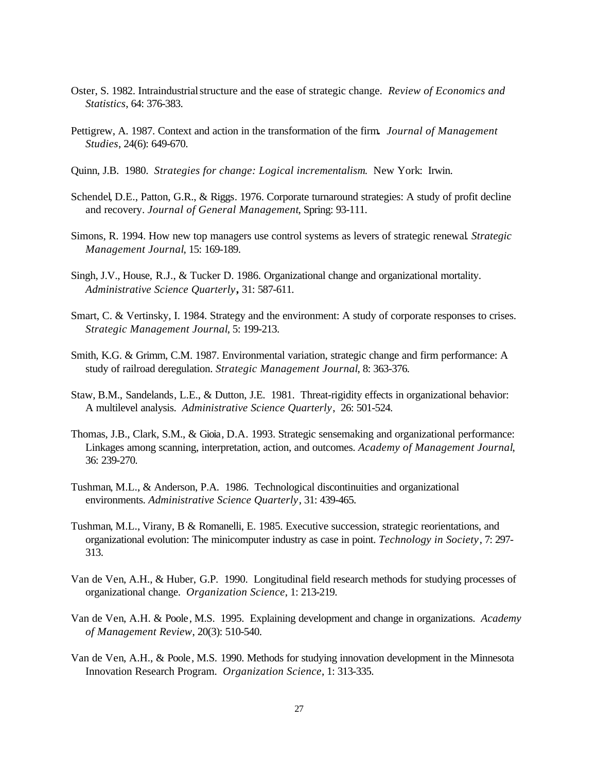Oster, S. 1982. Intraindustrial structure and the ease of strategic change. *Review of Economics and Statistics*, 64: 376-383.

Pettigrew, A. 1987. Context and action in the transformation of the firm. *Journal of Management Studies*, 24(6): 649-670.

Quinn, J.B. 1980. *Strategies for change: Logical incrementalism*. New York: Irwin.

Schendel, D.E., Patton, G.R., & Riggs. 1976. Corporate turnaround strategies: A study of profit decline and recovery. *Journal of General Management*, Spring: 93-111.

Simons, R. 1994. How new top managers use control systems as levers of strategic renewal. *Strategic Management Journal*, 15: 169-189.

Singh, J.V., House, R.J., & Tucker D. 1986. Organizational change and organizational mortality. *Administrative Science Quarterly*, 31: 587-611.

Smart, C. & Vertinsky, I. 1984. Strategy and the environment: A study of corporate responses to crises. *Strategic Management Journal*, 5: 199-213.

Smith, K.G. & Grimm, C.M. 1987. Environmental variation, strategic change and firm performance: A study of railroad deregulation. *Strategic Management Journal*, 8: 363-376.

Staw, B.M., Sandelands, L.E., & Dutton, J.E. 1981. Threat-rigidity effects in organizational behavior: A multilevel analysis. *Administrative Science Quarterly*, 26: 501-524.

Thomas, J.B., Clark, S.M., & Gioia, D.A. 1993. Strategic sensemaking and organizational performance: Linkages among scanning, interpretation, action, and outcomes. *Academy of Management Journal*, 36: 239-270.

Tushman, M.L., & Anderson, P.A. 1986. Technological discontinuities and organizational environments. *Administrative Science Quarterly*, 31: 439-465.

Tushman, M.L., Virany, B & Romanelli, E. 1985. Executive succession, strategic reorientations, and organizational evolution: The minicomputer industry as case in point. *Technology in Society*, 7: 297-313.

Van de Ven, A.H., & Huber, G.P. 1990. Longitudinal field research methods for studying processes of organizational change. *Organization Science*, 1: 213-219.

Van de Ven, A.H. & Poole, M.S. 1995. Explaining development and change in organizations. *Academy of Management Review*, 20(3): 510-540.

Van de Ven, A.H., & Poole, M.S. 1990. Methods for studying innovation development in the Minnesota Innovation Research Program. *Organization Science*, 1: 313-335.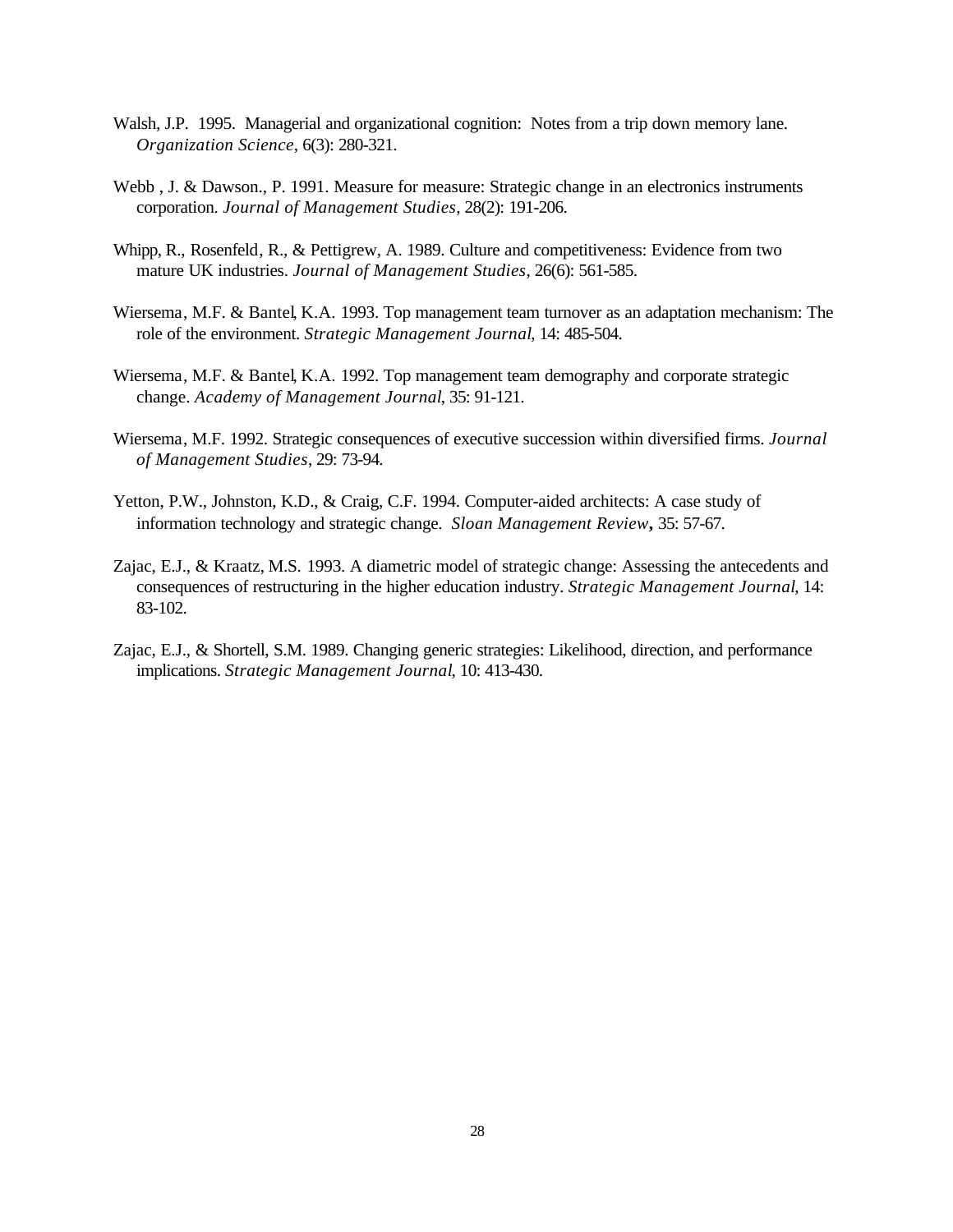Walsh, J.P. 1995. Managerial and organizational cognition: Notes from a trip down memory lane. *Organization Science*, 6(3): 280-321.

Webb , J. & Dawson., P. 1991. Measure for measure: Strategic change in an electronics instruments corporation. *Journal of Management Studies*, 28(2): 191-206.

Whipp, R., Rosenfeld, R., & Pettigrew, A. 1989. Culture and competitiveness: Evidence from two mature UK industries. *Journal of Management Studies*, 26(6): 561-585.

Wiersema, M.F. & Bantel, K.A. 1993. Top management team turnover as an adaptation mechanism: The role of the environment. *Strategic Management Journal*, 14: 485-504.

Wiersema, M.F. & Bantel, K.A. 1992. Top management team demography and corporate strategic change. *Academy of Management Journal*, 35: 91-121.

Wiersema, M.F. 1992. Strategic consequences of executive succession within diversified firms. *Journal of Management Studies*, 29: 73-94.

Yetton, P.W., Johnston, K.D., & Craig, C.F. 1994. Computer-aided architects: A case study of information technology and strategic change. *Sloan Management Review*, 35: 57-67.

Zajac, E.J., & Kraatz, M.S. 1993. A diametric model of strategic change: Assessing the antecedents and consequences of restructuring in the higher education industry. *Strategic Management Journal*, 14: 83-102.

Zajac, E.J., & Shortell, S.M. 1989. Changing generic strategies: Likelihood, direction, and performance implications. *Strategic Management Journal*, 10: 413-430.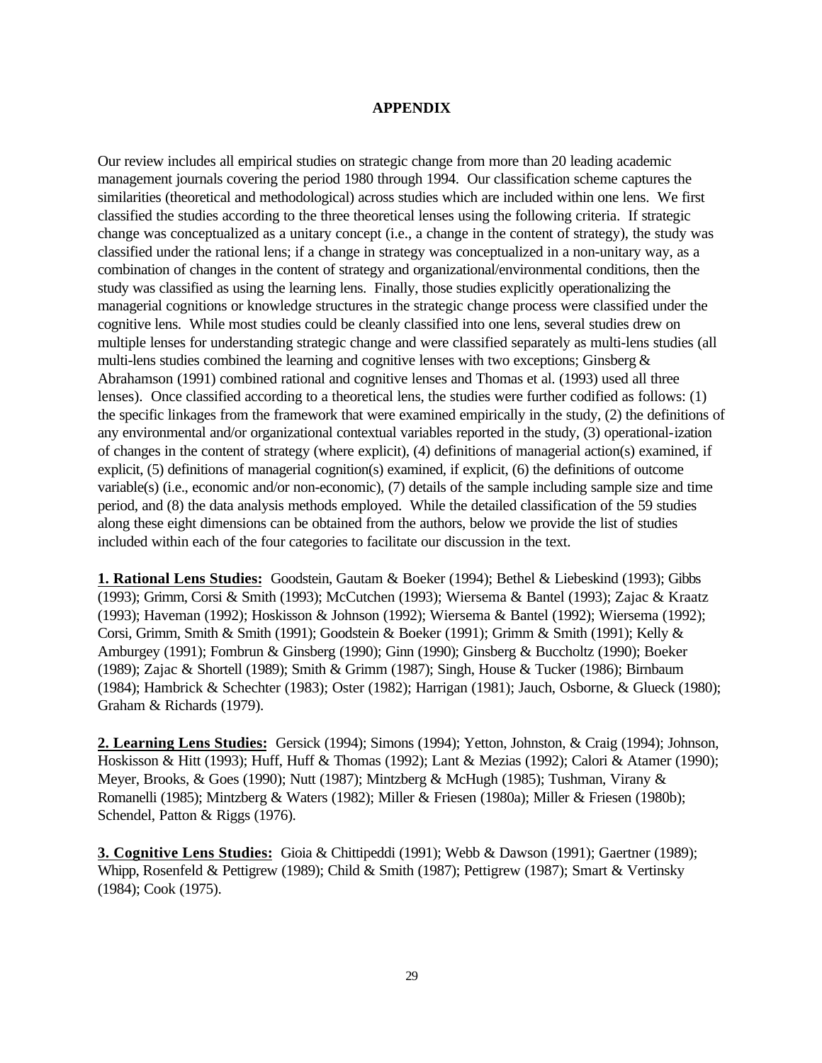# APPENDIX

Our review includes all empirical studies on strategic change from more than 20 leading academic management journals covering the period 1980 through 1994. Our classification scheme captures the similarities (theoretical and methodological) across studies which are included within one lens. We first classified the studies according to the three theoretical lenses using the following criteria. If strategic change was conceptualized as a unitary concept (i.e., a change in the content of strategy), the study was classified under the rational lens; if a change in strategy was conceptualized in a non-unitary way, as a combination of changes in the content of strategy and organizational/environmental conditions, then the study was classified as using the learning lens. Finally, those studies explicitly operationalizing the managerial cognitions or knowledge structures in the strategic change process were classified under the cognitive lens. While most studies could be cleanly classified into one lens, several studies drew on multiple lenses for understanding strategic change and were classified separately as multi-lens studies (all multi-lens studies combined the learning and cognitive lenses with two exceptions; Ginsberg & Abrahamson (1991) combined rational and cognitive lenses and Thomas et al. (1993) used all three lenses). Once classified according to a theoretical lens, the studies were further codified as follows: (1) the specific linkages from the framework that were examined empirically in the study, (2) the definitions of any environmental and/or organizational contextual variables reported in the study, (3) operational-ization of changes in the content of strategy (where explicit), (4) definitions of managerial action(s) examined, if explicit, (5) definitions of managerial cognition(s) examined, if explicit, (6) the definitions of outcome variable(s) (i.e., economic and/or non-economic), (7) details of the sample including sample size and time period, and (8) the data analysis methods employed. While the detailed classification of the 59 studies along these eight dimensions can be obtained from the authors, below we provide the list of studies included within each of the four categories to facilitate our discussion in the text.

**1. Rational Lens Studies:** Goodstein, Gautam & Boeker (1994); Bethel & Liebeskind (1993); Gibbs (1993); Grimm, Corsi & Smith (1993); McCutchen (1993); Wiersema & Bantel (1993); Zajac & Kraatz (1993); Haveman (1992); Hoskisson & Johnson (1992); Wiersema & Bantel (1992); Wiersema (1992); Corsi, Grimm, Smith & Smith (1991); Goodstein & Boeker (1991); Grimm & Smith (1991); Kelly & Amburgey (1991); Fombrun & Ginsberg (1990); Ginn (1990); Ginsberg & Buccholtz (1990); Boeker (1989); Zajac & Shortell (1989); Smith & Grimm (1987); Singh, House & Tucker (1986); Birnbaum (1984); Hambrick & Schechter (1983); Oster (1982); Harrigan (1981); Jauch, Osborne, & Glueck (1980); Graham & Richards (1979).

**2. Learning Lens Studies:** Gersick (1994); Simons (1994); Yetton, Johnston, & Craig (1994); Johnson, Hoskisson & Hitt (1993); Huff, Huff & Thomas (1992); Lant & Mezias (1992); Calori & Atamer (1990); Meyer, Brooks, & Goes (1990); Nutt (1987); Mintzberg & McHugh (1985); Tushman, Virany & Romanelli (1985); Mintzberg & Waters (1982); Miller & Friesen (1980a); Miller & Friesen (1980b); Schendel, Patton & Riggs (1976).

**3. Cognitive Lens Studies:** Gioia & Chittipeddi (1991); Webb & Dawson (1991); Gaertner (1989); Whipp, Rosenfeld & Pettigrew (1989); Child & Smith (1987); Pettigrew (1987); Smart & Vertinsky (1984); Cook (1975).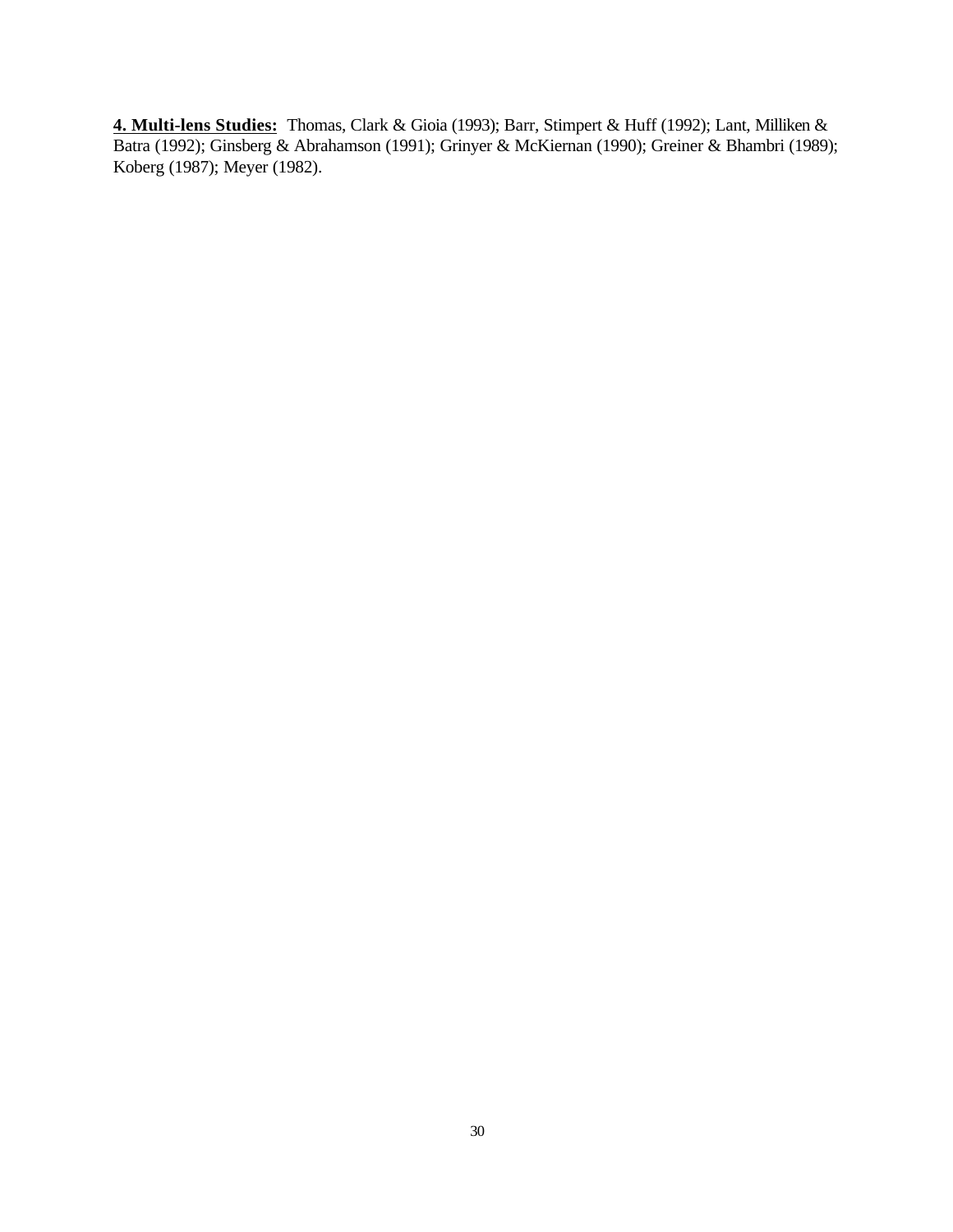**4. Multi-lens Studies:** Thomas, Clark & Gioia (1993); Barr, Stimpert & Huff (1992); Lant, Milliken & Batra (1992); Ginsberg & Abrahamson (1991); Grinyer & McKiernan (1990); Greiner & Bhambri (1989); Koberg (1987); Meyer (1982).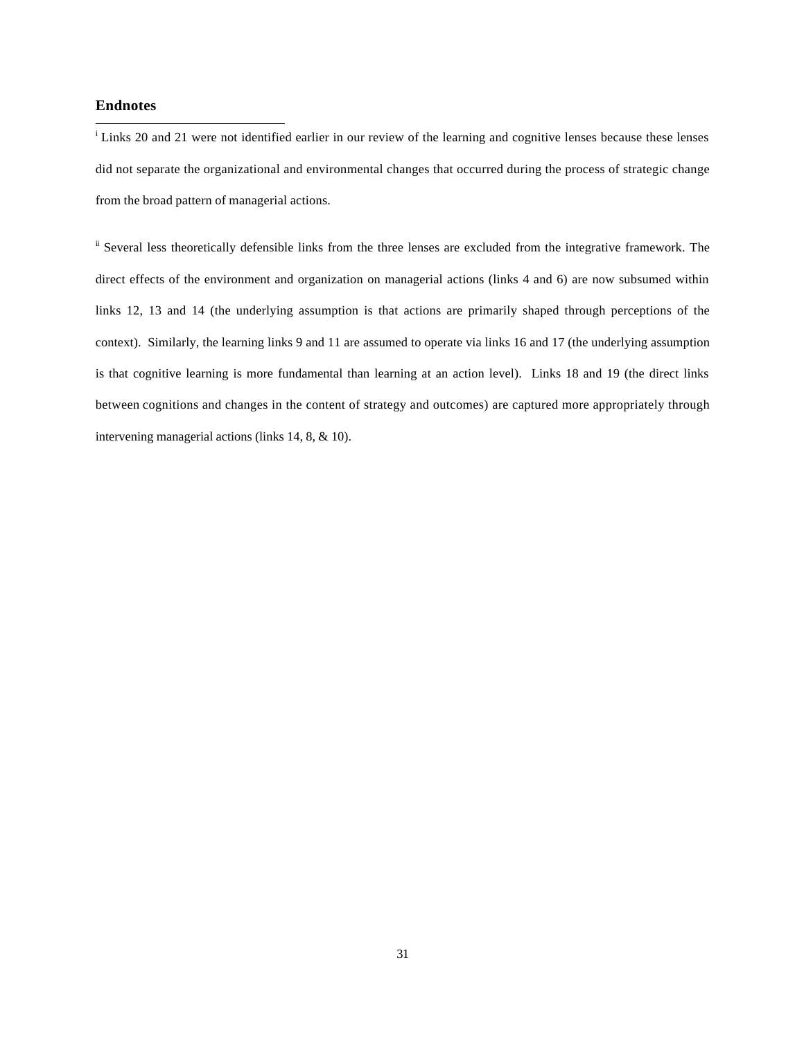## Endnotes

[i] Links 20 and 21 were not identified earlier in our review of the learning and cognitive lenses because these lenses did not separate the organizational and environmental changes that occurred during the process of strategic change from the broad pattern of managerial actions.

[ii] Several less theoretically defensible links from the three lenses are excluded from the integrative framework. The direct effects of the environment and organization on managerial actions (links 4 and 6) are now subsumed within links 12, 13 and 14 (the underlying assumption is that actions are primarily shaped through perceptions of the context). Similarly, the learning links 9 and 11 are assumed to operate via links 16 and 17 (the underlying assumption is that cognitive learning is more fundamental than learning at an action level). Links 18 and 19 (the direct links between cognitions and changes in the content of strategy and outcomes) are captured more appropriately through intervening managerial actions (links 14, 8, & 10).